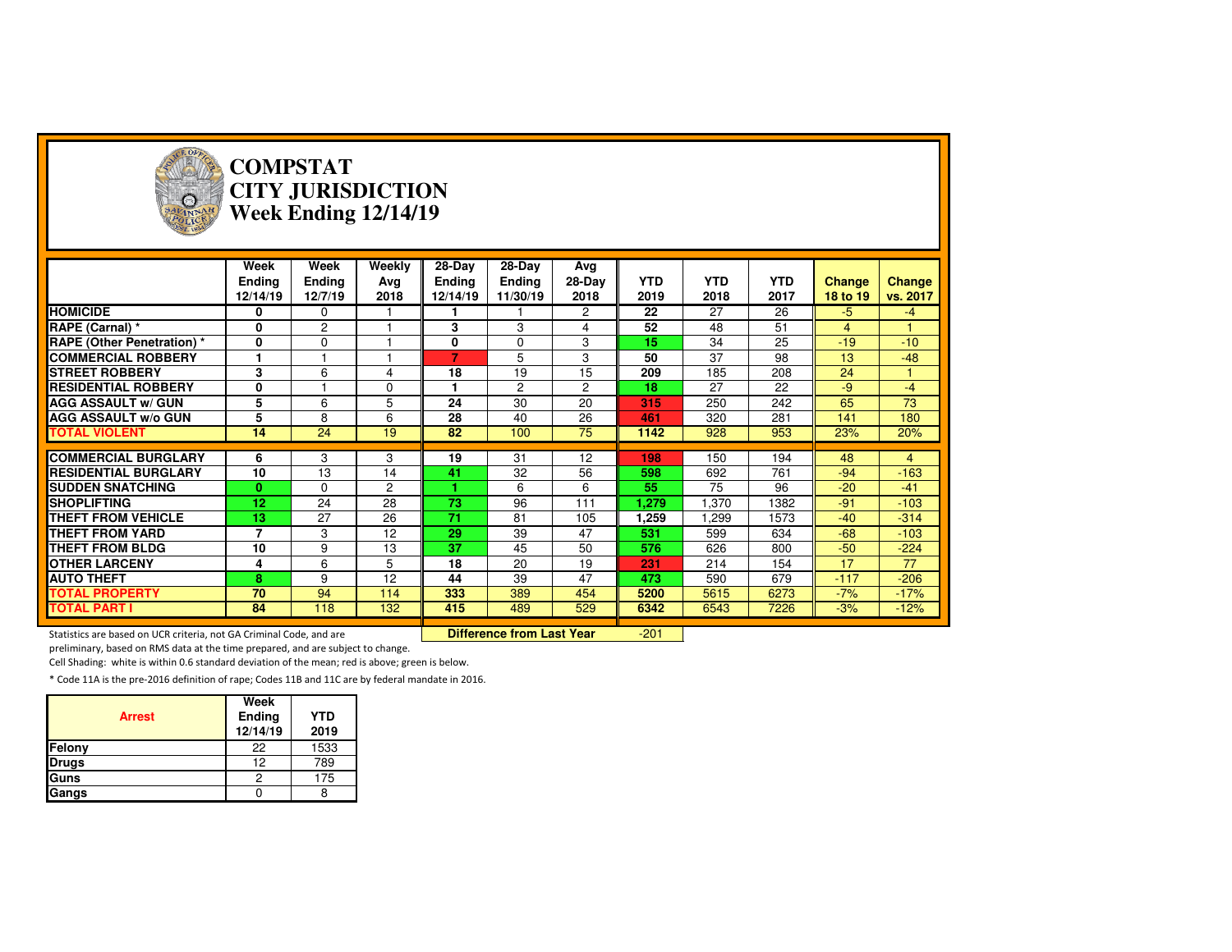# COMPSTAT
# CITY JURISDICTION
## Week Ending 12/14/19

| | Week Ending 12/14/19 | Week Ending 12/7/19 | Weekly Avg 2018 | 28-Day Ending 12/14/19 | 28-Day Ending 11/30/19 | Avg 28-Day 2018 | YTD 2019 | YTD 2018 | YTD 2017 | Change 18 to 19 | Change vs. 2017 |
|---|---|---|---|---|---|---|---|---|---|---|---|
| HOMICIDE | 0 | 0 | 1 | 1 | 1 | 2 | 22 | 27 | 26 | -5 | -4 |
| RAPE (Carnal) * | 0 | 2 | 1 | 3 | 3 | 4 | 52 | 48 | 51 | 4 | 1 |
| RAPE (Other Penetration) * | 0 | 0 | 1 | 0 | 0 | 3 | 15 | 34 | 25 | -19 | -10 |
| COMMERCIAL ROBBERY | 1 | 1 | 1 | 7 | 5 | 3 | 50 | 37 | 98 | 13 | -48 |
| STREET ROBBERY | 3 | 6 | 4 | 18 | 19 | 15 | 209 | 185 | 208 | 24 | 1 |
| RESIDENTIAL ROBBERY | 0 | 1 | 0 | 1 | 2 | 2 | 18 | 27 | 22 | -9 | -4 |
| AGG ASSAULT w/ GUN | 5 | 6 | 5 | 24 | 30 | 20 | 315 | 250 | 242 | 65 | 73 |
| AGG ASSAULT w/o GUN | 5 | 8 | 6 | 28 | 40 | 26 | 461 | 320 | 281 | 141 | 180 |
| TOTAL VIOLENT | 14 | 24 | 19 | 82 | 100 | 75 | 1142 | 928 | 953 | 23% | 20% |
| COMMERCIAL BURGLARY | 6 | 3 | 3 | 19 | 31 | 12 | 198 | 150 | 194 | 48 | 4 |
| RESIDENTIAL BURGLARY | 10 | 13 | 14 | 41 | 32 | 56 | 598 | 692 | 761 | -94 | -163 |
| SUDDEN SNATCHING | 0 | 0 | 2 | 1 | 6 | 6 | 55 | 75 | 96 | -20 | -41 |
| SHOPLIFTING | 12 | 24 | 28 | 73 | 96 | 111 | 1,279 | 1,370 | 1382 | -91 | -103 |
| THEFT FROM VEHICLE | 13 | 27 | 26 | 71 | 81 | 105 | 1,259 | 1,299 | 1573 | -40 | -314 |
| THEFT FROM YARD | 7 | 3 | 12 | 29 | 39 | 47 | 531 | 599 | 634 | -68 | -103 |
| THEFT FROM BLDG | 10 | 9 | 13 | 37 | 45 | 50 | 576 | 626 | 800 | -50 | -224 |
| OTHER LARCENY | 4 | 6 | 5 | 18 | 20 | 19 | 231 | 214 | 154 | 17 | 77 |
| AUTO THEFT | 8 | 9 | 12 | 44 | 39 | 47 | 473 | 590 | 679 | -117 | -206 |
| TOTAL PROPERTY | 70 | 94 | 114 | 333 | 389 | 454 | 5200 | 5615 | 6273 | -7% | -17% |
| TOTAL PART I | 84 | 118 | 132 | 415 | 489 | 529 | 6342 | 6543 | 7226 | -3% | -12% |

**Difference from Last Year** -201

Statistics are based on UCR criteria, not GA Criminal Code, and are preliminary, based on RMS data at the time prepared, and are subject to change.

Cell Shading: white is within 0.6 standard deviation of the mean; red is above; green is below.

* Code 11A is the pre-2016 definition of rape; Codes 11B and 11C are by federal mandate in 2016.

| Arrest | Week Ending 12/14/19 | YTD 2019 |
|---|---|---|
| Felony | 22 | 1533 |
| Drugs | 12 | 789 |
| Guns | 2 | 175 |
| Gangs | 0 | 8 |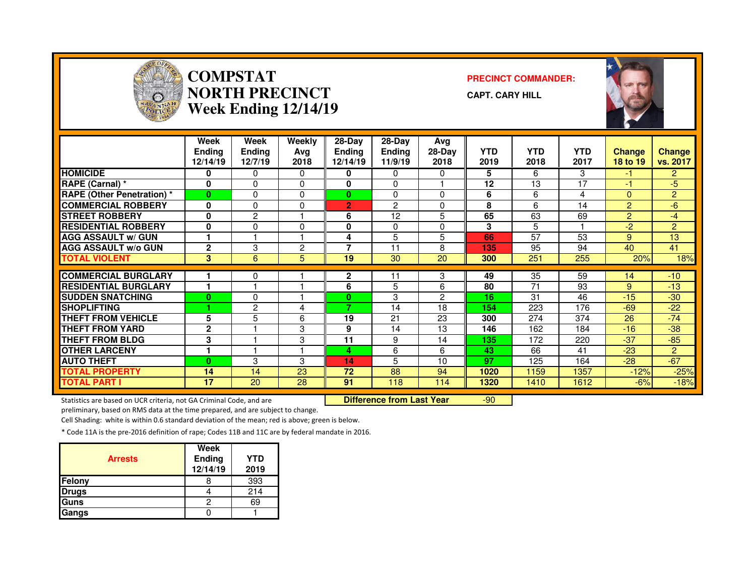# COMPSTAT
# NORTH PRECINCT
# Week Ending 12/14/19

**PRECINCT COMMANDER:**

**CAPT. CARY HILL**

| | Week Ending 12/14/19 | Week Ending 12/7/19 | Weekly Avg 2018 | 28-Day Ending 12/14/19 | 28-Day Ending 11/9/19 | Avg 28-Day 2018 | YTD 2019 | YTD 2018 | YTD 2017 | Change 18 to 19 | Change vs. 2017 |
|---|---|---|---|---|---|---|---|---|---|---|---|
| HOMICIDE | 0 | 0 | 0 | 0 | 0 | 0 | 5 | 6 | 3 | -1 | 2 |
| RAPE (Carnal) * | 0 | 0 | 0 | 0 | 0 | 1 | 12 | 13 | 17 | -1 | -5 |
| RAPE (Other Penetration) * | 0 | 0 | 0 | 0 | 0 | 0 | 6 | 6 | 4 | 0 | 2 |
| COMMERCIAL ROBBERY | 0 | 0 | 0 | 2 | 2 | 0 | 8 | 6 | 14 | 2 | -6 |
| STREET ROBBERY | 0 | 2 | 1 | 6 | 12 | 5 | 65 | 63 | 69 | 2 | -4 |
| RESIDENTIAL ROBBERY | 0 | 0 | 0 | 0 | 0 | 0 | 3 | 5 | 1 | -2 | 2 |
| AGG ASSAULT w/ GUN | 1 | 1 | 1 | 4 | 5 | 5 | 66 | 57 | 53 | 9 | 13 |
| AGG ASSAULT w/o GUN | 2 | 3 | 2 | 7 | 11 | 8 | 135 | 95 | 94 | 40 | 41 |
| TOTAL VIOLENT | 3 | 6 | 5 | 19 | 30 | 20 | 300 | 251 | 255 | 20% | 18% |
| COMMERCIAL BURGLARY | 1 | 0 | 1 | 2 | 11 | 3 | 49 | 35 | 59 | 14 | -10 |
| RESIDENTIAL BURGLARY | 1 | 1 | 1 | 6 | 5 | 6 | 80 | 71 | 93 | 9 | -13 |
| SUDDEN SNATCHING | 0 | 0 | 1 | 0 | 3 | 2 | 16 | 31 | 46 | -15 | -30 |
| SHOPLIFTING | 1 | 2 | 4 | 7 | 14 | 18 | 154 | 223 | 176 | -69 | -22 |
| THEFT FROM VEHICLE | 5 | 5 | 6 | 19 | 21 | 23 | 300 | 274 | 374 | 26 | -74 |
| THEFT FROM YARD | 2 | 1 | 3 | 9 | 14 | 13 | 146 | 162 | 184 | -16 | -38 |
| THEFT FROM BLDG | 3 | 1 | 3 | 11 | 9 | 14 | 135 | 172 | 220 | -37 | -85 |
| OTHER LARCENY | 1 | 1 | 1 | 4 | 6 | 6 | 43 | 66 | 41 | -23 | 2 |
| AUTO THEFT | 0 | 3 | 3 | 14 | 5 | 10 | 97 | 125 | 164 | -28 | -67 |
| TOTAL PROPERTY | 14 | 14 | 23 | 72 | 88 | 94 | 1020 | 1159 | 1357 | -12% | -25% |
| TOTAL PART I | 17 | 20 | 28 | 91 | 118 | 114 | 1320 | 1410 | 1612 | -6% | -18% |

**Difference from Last Year** -90

Statistics are based on UCR criteria, not GA Criminal Code, and are preliminary, based on RMS data at the time prepared, and are subject to change.

Cell Shading: white is within 0.6 standard deviation of the mean; red is above; green is below.

* Code 11A is the pre-2016 definition of rape; Codes 11B and 11C are by federal mandate in 2016.

| Arrests | Week Ending 12/14/19 | YTD 2019 |
|---|---|---|
| Felony | 8 | 393 |
| Drugs | 4 | 214 |
| Guns | 2 | 69 |
| Gangs | 0 | 1 |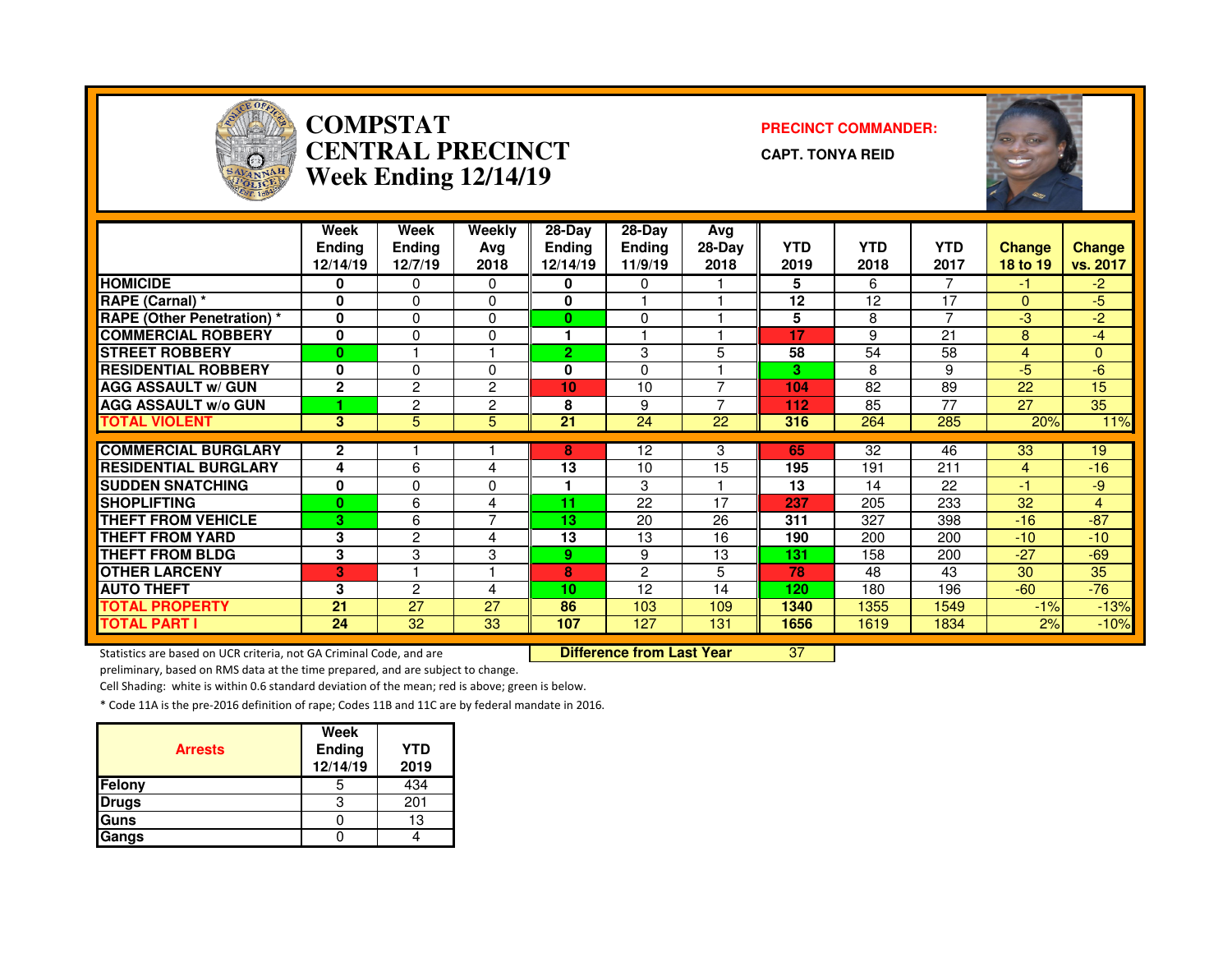# COMPSTAT
# CENTRAL PRECINCT
## Week Ending 12/14/19

**PRECINCT COMMANDER:**

**CAPT. TONYA REID**

| | Week Ending 12/14/19 | Week Ending 12/7/19 | Weekly Avg 2018 | 28-Day Ending 12/14/19 | 28-Day Ending 11/9/19 | Avg 28-Day 2018 | YTD 2019 | YTD 2018 | YTD 2017 | Change 18 to 19 | Change vs. 2017 |
|---|---|---|---|---|---|---|---|---|---|---|---|
| HOMICIDE | 0 | 0 | 0 | 0 | 0 | 1 | 5 | 6 | 7 | -1 | -2 |
| RAPE (Carnal) * | 0 | 0 | 0 | 0 | 1 | 1 | 12 | 12 | 17 | 0 | -5 |
| RAPE (Other Penetration) * | 0 | 0 | 0 | 0 | 0 | 1 | 5 | 8 | 7 | -3 | -2 |
| COMMERCIAL ROBBERY | 0 | 0 | 0 | 1 | 1 | 1 | 17 | 9 | 21 | 8 | -4 |
| STREET ROBBERY | 0 | 1 | 1 | 2 | 3 | 5 | 58 | 54 | 58 | 4 | 0 |
| RESIDENTIAL ROBBERY | 0 | 0 | 0 | 0 | 0 | 1 | 3 | 8 | 9 | -5 | -6 |
| AGG ASSAULT w/ GUN | 2 | 2 | 2 | 10 | 10 | 7 | 104 | 82 | 89 | 22 | 15 |
| AGG ASSAULT w/o GUN | 1 | 2 | 2 | 8 | 9 | 7 | 112 | 85 | 77 | 27 | 35 |
| TOTAL VIOLENT | 3 | 5 | 5 | 21 | 24 | 22 | 316 | 264 | 285 | 20% | 11% |
| COMMERCIAL BURGLARY | 2 | 1 | 1 | 8 | 12 | 3 | 65 | 32 | 46 | 33 | 19 |
| RESIDENTIAL BURGLARY | 4 | 6 | 4 | 13 | 10 | 15 | 195 | 191 | 211 | 4 | -16 |
| SUDDEN SNATCHING | 0 | 0 | 0 | 1 | 3 | 1 | 13 | 14 | 22 | -1 | -9 |
| SHOPLIFTING | 0 | 6 | 4 | 11 | 22 | 17 | 237 | 205 | 233 | 32 | 4 |
| THEFT FROM VEHICLE | 3 | 6 | 7 | 13 | 20 | 26 | 311 | 327 | 398 | -16 | -87 |
| THEFT FROM YARD | 3 | 2 | 4 | 13 | 13 | 16 | 190 | 200 | 200 | -10 | -10 |
| THEFT FROM BLDG | 3 | 3 | 3 | 9 | 9 | 13 | 131 | 158 | 200 | -27 | -69 |
| OTHER LARCENY | 3 | 1 | 1 | 8 | 2 | 5 | 78 | 48 | 43 | 30 | 35 |
| AUTO THEFT | 3 | 2 | 4 | 10 | 12 | 14 | 120 | 180 | 196 | -60 | -76 |
| TOTAL PROPERTY | 21 | 27 | 27 | 86 | 103 | 109 | 1340 | 1355 | 1549 | -1% | -13% |
| TOTAL PART I | 24 | 32 | 33 | 107 | 127 | 131 | 1656 | 1619 | 1834 | 2% | -10% |

**Difference from Last Year** 37

Statistics are based on UCR criteria, not GA Criminal Code, and are preliminary, based on RMS data at the time prepared, and are subject to change.

Cell Shading: white is within 0.6 standard deviation of the mean; red is above; green is below.

* Code 11A is the pre-2016 definition of rape; Codes 11B and 11C are by federal mandate in 2016.

| Arrests | Week Ending 12/14/19 | YTD 2019 |
|---|---|---|
| Felony | 5 | 434 |
| Drugs | 3 | 201 |
| Guns | 0 | 13 |
| Gangs | 0 | 4 |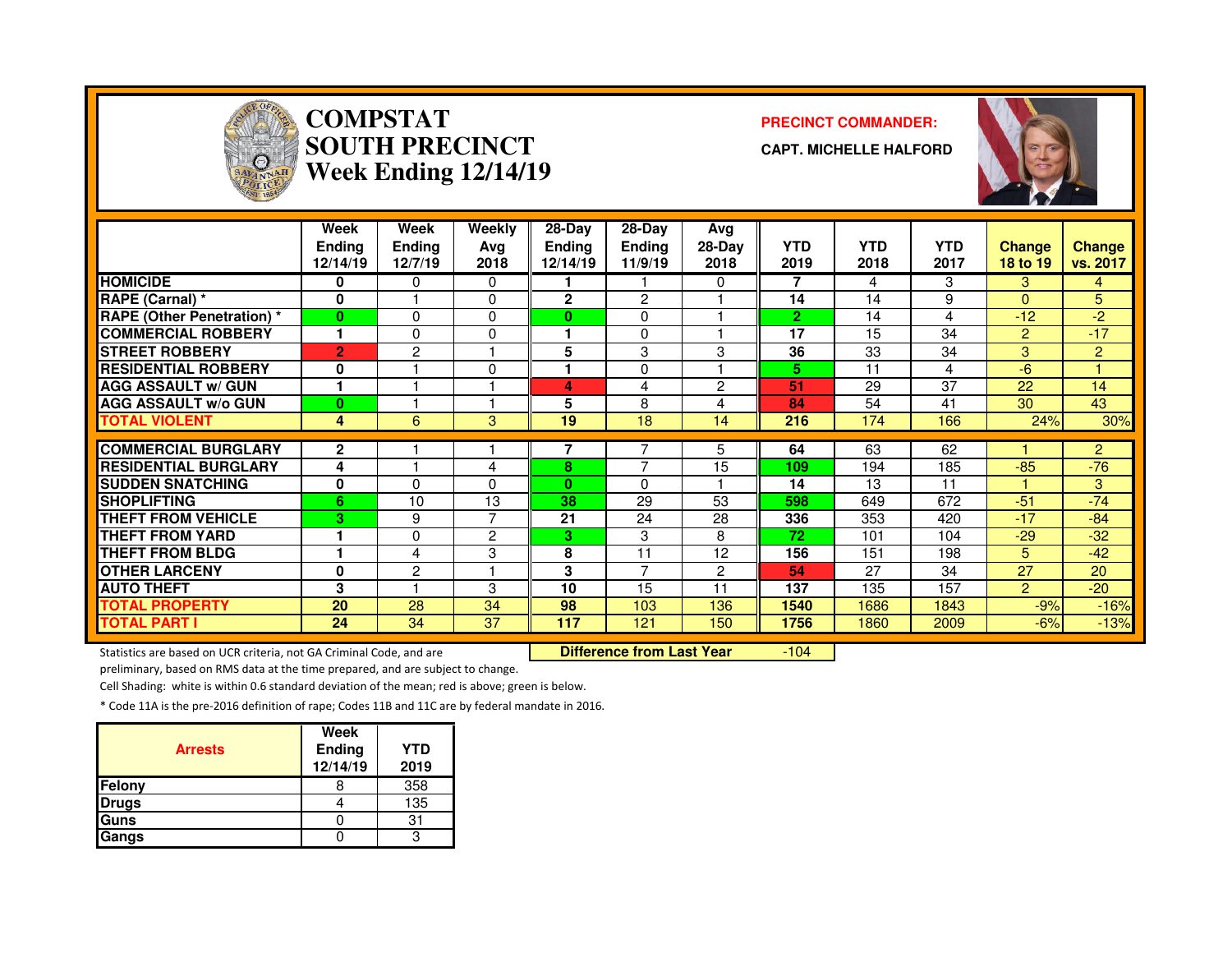# COMPSTAT SOUTH PRECINCT Week Ending 12/14/19

**PRECINCT COMMANDER:**

**CAPT. MICHELLE HALFORD**

| | Week Ending 12/14/19 | Week Ending 12/7/19 | Weekly Avg 2018 | 28-Day Ending 12/14/19 | 28-Day Ending 11/9/19 | Avg 28-Day 2018 | YTD 2019 | YTD 2018 | YTD 2017 | Change 18 to 19 | Change vs. 2017 |
|---|---|---|---|---|---|---|---|---|---|---|---|
| HOMICIDE | 0 | 0 | 0 | 1 | 1 | 0 | 7 | 4 | 3 | 3 | 4 |
| RAPE (Carnal) * | 0 | 1 | 0 | 2 | 2 | 1 | 14 | 14 | 9 | 0 | 5 |
| RAPE (Other Penetration) * | 0 | 0 | 0 | 0 | 0 | 1 | 2 | 14 | 4 | -12 | -2 |
| COMMERCIAL ROBBERY | 1 | 0 | 0 | 1 | 0 | 1 | 17 | 15 | 34 | 2 | -17 |
| STREET ROBBERY | 2 | 2 | 1 | 5 | 3 | 3 | 36 | 33 | 34 | 3 | 2 |
| RESIDENTIAL ROBBERY | 0 | 1 | 0 | 1 | 0 | 1 | 5 | 11 | 4 | -6 | 1 |
| AGG ASSAULT w/ GUN | 1 | 1 | 1 | 4 | 4 | 2 | 51 | 29 | 37 | 22 | 14 |
| AGG ASSAULT w/o GUN | 0 | 1 | 1 | 5 | 8 | 4 | 84 | 54 | 41 | 30 | 43 |
| TOTAL VIOLENT | 4 | 6 | 3 | 19 | 18 | 14 | 216 | 174 | 166 | 24% | 30% |
| COMMERCIAL BURGLARY | 2 | 1 | 1 | 7 | 7 | 5 | 64 | 63 | 62 | 1 | 2 |
| RESIDENTIAL BURGLARY | 4 | 1 | 4 | 8 | 7 | 15 | 109 | 194 | 185 | -85 | -76 |
| SUDDEN SNATCHING | 0 | 0 | 0 | 0 | 0 | 1 | 14 | 13 | 11 | 1 | 3 |
| SHOPLIFTING | 6 | 10 | 13 | 38 | 29 | 53 | 598 | 649 | 672 | -51 | -74 |
| THEFT FROM VEHICLE | 3 | 9 | 7 | 21 | 24 | 28 | 336 | 353 | 420 | -17 | -84 |
| THEFT FROM YARD | 1 | 0 | 2 | 3 | 3 | 8 | 72 | 101 | 104 | -29 | -32 |
| THEFT FROM BLDG | 1 | 4 | 3 | 8 | 11 | 12 | 156 | 151 | 198 | 5 | -42 |
| OTHER LARCENY | 0 | 2 | 1 | 3 | 7 | 2 | 54 | 27 | 34 | 27 | 20 |
| AUTO THEFT | 3 | 1 | 3 | 10 | 15 | 11 | 137 | 135 | 157 | 2 | -20 |
| TOTAL PROPERTY | 20 | 28 | 34 | 98 | 103 | 136 | 1540 | 1686 | 1843 | -9% | -16% |
| TOTAL PART I | 24 | 34 | 37 | 117 | 121 | 150 | 1756 | 1860 | 2009 | -6% | -13% |

Statistics are based on UCR criteria, not GA Criminal Code, and are preliminary, based on RMS data at the time prepared, and are subject to change.

**Difference from Last Year** -104

Cell Shading: white is within 0.6 standard deviation of the mean; red is above; green is below.

* Code 11A is the pre-2016 definition of rape; Codes 11B and 11C are by federal mandate in 2016.

| Arrests | Week Ending 12/14/19 | YTD 2019 |
|---|---|---|
| Felony | 8 | 358 |
| Drugs | 4 | 135 |
| Guns | 0 | 31 |
| Gangs | 0 | 3 |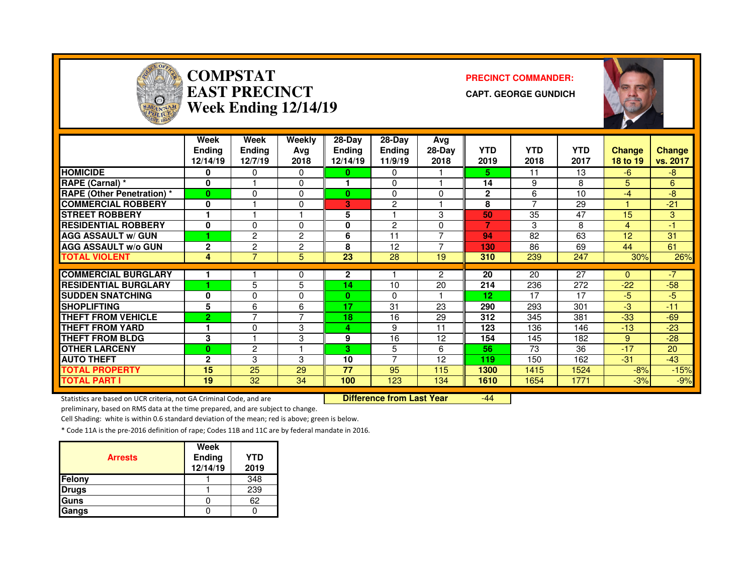# COMPSTAT
# EAST PRECINCT
# Week Ending 12/14/19

**PRECINCT COMMANDER:**

**CAPT. GEORGE GUNDICH**

| | Week Ending 12/14/19 | Week Ending 12/7/19 | Weekly Avg 2018 | 28-Day Ending 12/14/19 | 28-Day Ending 11/9/19 | Avg 28-Day 2018 | YTD 2019 | YTD 2018 | YTD 2017 | Change 18 to 19 | Change vs. 2017 |
|---|---|---|---|---|---|---|---|---|---|---|---|
| HOMICIDE | 0 | 0 | 0 | 0 | 0 | 1 | 5 | 11 | 13 | -6 | -8 |
| RAPE (Carnal) * | 0 | 1 | 0 | 1 | 0 | 1 | 14 | 9 | 8 | 5 | 6 |
| RAPE (Other Penetration) * | 0 | 0 | 0 | 0 | 0 | 0 | 2 | 6 | 10 | -4 | -8 |
| COMMERCIAL ROBBERY | 0 | 1 | 0 | 3 | 2 | 1 | 8 | 7 | 29 | 1 | -21 |
| STREET ROBBERY | 1 | 1 | 1 | 5 | 1 | 3 | 50 | 35 | 47 | 15 | 3 |
| RESIDENTIAL ROBBERY | 0 | 0 | 0 | 0 | 2 | 0 | 7 | 3 | 8 | 4 | -1 |
| AGG ASSAULT w/ GUN | 1 | 2 | 2 | 6 | 11 | 7 | 94 | 82 | 63 | 12 | 31 |
| AGG ASSAULT w/o GUN | 2 | 2 | 2 | 8 | 12 | 7 | 130 | 86 | 69 | 44 | 61 |
| TOTAL VIOLENT | 4 | 7 | 5 | 23 | 28 | 19 | 310 | 239 | 247 | 30% | 26% |
| COMMERCIAL BURGLARY | 1 | 1 | 0 | 2 | 1 | 2 | 20 | 20 | 27 | 0 | -7 |
| RESIDENTIAL BURGLARY | 1 | 5 | 5 | 14 | 10 | 20 | 214 | 236 | 272 | -22 | -58 |
| SUDDEN SNATCHING | 0 | 0 | 0 | 0 | 0 | 1 | 12 | 17 | 17 | -5 | -5 |
| SHOPLIFTING | 5 | 6 | 6 | 17 | 31 | 23 | 290 | 293 | 301 | -3 | -11 |
| THEFT FROM VEHICLE | 2 | 7 | 7 | 18 | 16 | 29 | 312 | 345 | 381 | -33 | -69 |
| THEFT FROM YARD | 1 | 0 | 3 | 4 | 9 | 11 | 123 | 136 | 146 | -13 | -23 |
| THEFT FROM BLDG | 3 | 1 | 3 | 9 | 16 | 12 | 154 | 145 | 182 | 9 | -28 |
| OTHER LARCENY | 0 | 2 | 1 | 3 | 5 | 6 | 56 | 73 | 36 | -17 | 20 |
| AUTO THEFT | 2 | 3 | 3 | 10 | 7 | 12 | 119 | 150 | 162 | -31 | -43 |
| TOTAL PROPERTY | 15 | 25 | 29 | 77 | 95 | 115 | 1300 | 1415 | 1524 | -8% | -15% |
| TOTAL PART I | 19 | 32 | 34 | 100 | 123 | 134 | 1610 | 1654 | 1771 | -3% | -9% |

**Difference from Last Year** -44

Statistics are based on UCR criteria, not GA Criminal Code, and are preliminary, based on RMS data at the time prepared, and are subject to change.

Cell Shading: white is within 0.6 standard deviation of the mean; red is above; green is below.

* Code 11A is the pre-2016 definition of rape; Codes 11B and 11C are by federal mandate in 2016.

| Arrests | Week Ending 12/14/19 | YTD 2019 |
|---|---|---|
| Felony | 1 | 348 |
| Drugs | 1 | 239 |
| Guns | 0 | 62 |
| Gangs | 0 | 0 |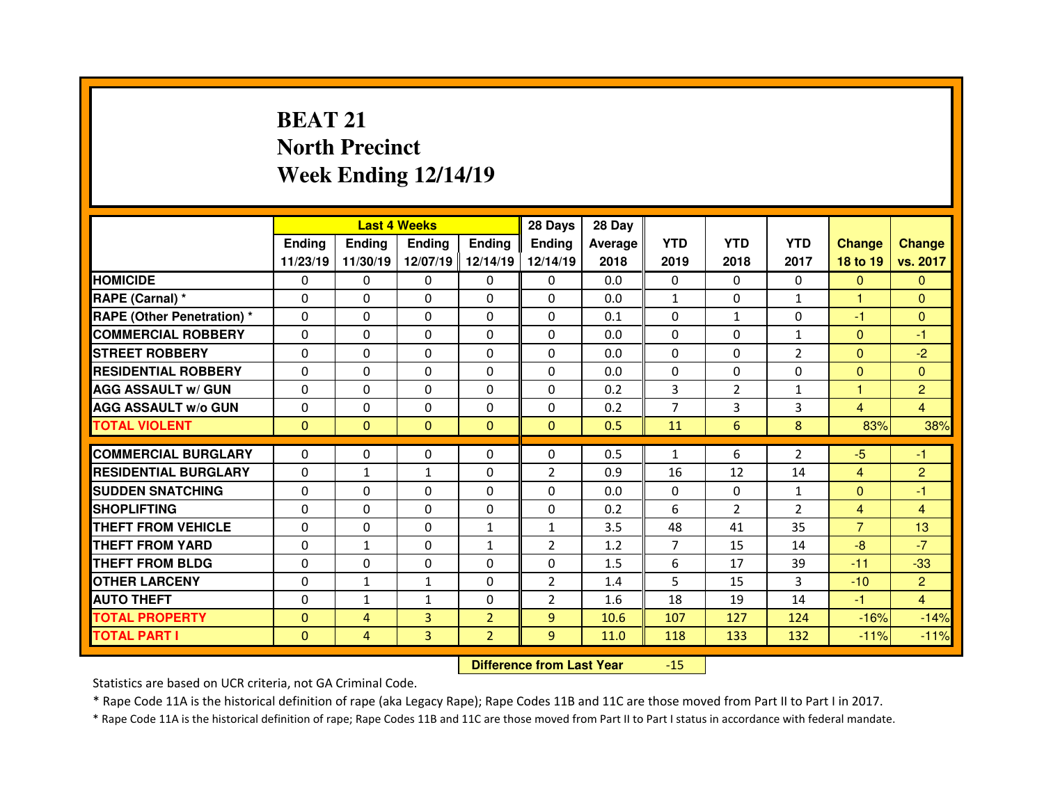# BEAT 21
## North Precinct
## Week Ending 12/14/19

| | Last 4 Weeks | | | | 28 Days | 28 Day | | | | | |
|---|---|---|---|---|---|---|---|---|---|---|---|
| | Ending 11/23/19 | Ending 11/30/19 | Ending 12/07/19 | Ending 12/14/19 | Ending 12/14/19 | Average 2018 | YTD 2019 | YTD 2018 | YTD 2017 | Change 18 to 19 | Change vs. 2017 |
| HOMICIDE | 0 | 0 | 0 | 0 | 0 | 0.0 | 0 | 0 | 0 | 0 | 0 |
| RAPE (Carnal) * | 0 | 0 | 0 | 0 | 0 | 0.0 | 1 | 0 | 1 | 1 | 0 |
| RAPE (Other Penetration) * | 0 | 0 | 0 | 0 | 0 | 0.1 | 0 | 1 | 0 | -1 | 0 |
| COMMERCIAL ROBBERY | 0 | 0 | 0 | 0 | 0 | 0.0 | 0 | 0 | 1 | 0 | -1 |
| STREET ROBBERY | 0 | 0 | 0 | 0 | 0 | 0.0 | 0 | 0 | 2 | 0 | -2 |
| RESIDENTIAL ROBBERY | 0 | 0 | 0 | 0 | 0 | 0.0 | 0 | 0 | 0 | 0 | 0 |
| AGG ASSAULT w/ GUN | 0 | 0 | 0 | 0 | 0 | 0.2 | 3 | 2 | 1 | 1 | 2 |
| AGG ASSAULT w/o GUN | 0 | 0 | 0 | 0 | 0 | 0.2 | 7 | 3 | 3 | 4 | 4 |
| TOTAL VIOLENT | 0 | 0 | 0 | 0 | 0 | 0.5 | 11 | 6 | 8 | 83% | 38% |
| COMMERCIAL BURGLARY | 0 | 0 | 0 | 0 | 0 | 0.5 | 1 | 6 | 2 | -5 | -1 |
| RESIDENTIAL BURGLARY | 0 | 1 | 1 | 0 | 2 | 0.9 | 16 | 12 | 14 | 4 | 2 |
| SUDDEN SNATCHING | 0 | 0 | 0 | 0 | 0 | 0.0 | 0 | 0 | 1 | 0 | -1 |
| SHOPLIFTING | 0 | 0 | 0 | 0 | 0 | 0.2 | 6 | 2 | 2 | 4 | 4 |
| THEFT FROM VEHICLE | 0 | 0 | 0 | 1 | 1 | 3.5 | 48 | 41 | 35 | 7 | 13 |
| THEFT FROM YARD | 0 | 1 | 0 | 1 | 2 | 1.2 | 7 | 15 | 14 | -8 | -7 |
| THEFT FROM BLDG | 0 | 0 | 0 | 0 | 0 | 1.5 | 6 | 17 | 39 | -11 | -33 |
| OTHER LARCENY | 0 | 1 | 1 | 0 | 2 | 1.4 | 5 | 15 | 3 | -10 | 2 |
| AUTO THEFT | 0 | 1 | 1 | 0 | 2 | 1.6 | 18 | 19 | 14 | -1 | 4 |
| TOTAL PROPERTY | 0 | 4 | 3 | 2 | 9 | 10.6 | 107 | 127 | 124 | -16% | -14% |
| TOTAL PART I | 0 | 4 | 3 | 2 | 9 | 11.0 | 118 | 133 | 132 | -11% | -11% |

**Difference from Last Year** -15

Statistics are based on UCR criteria, not GA Criminal Code.

* Rape Code 11A is the historical definition of rape (aka Legacy Rape); Rape Codes 11B and 11C are those moved from Part II to Part I in 2017.

* Rape Code 11A is the historical definition of rape; Rape Codes 11B and 11C are those moved from Part II to Part I status in accordance with federal mandate.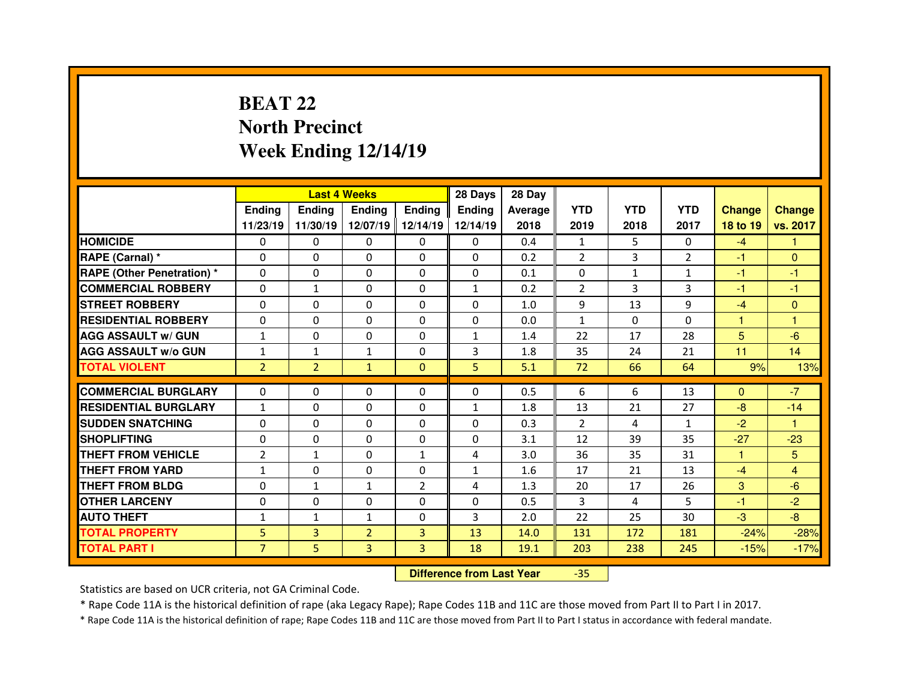# BEAT 22
# North Precinct
# Week Ending 12/14/19

| | Last 4 Weeks | | | | 28 Days | 28 Day | YTD | YTD | YTD | Change | Change |
|---|---|---|---|---|---|---|---|---|---|---|---|
| | Ending 11/23/19 | Ending 11/30/19 | Ending 12/07/19 | Ending 12/14/19 | Ending 12/14/19 | Average 2018 | 2019 | 2018 | 2017 | 18 to 19 | vs. 2017 |
| HOMICIDE | 0 | 0 | 0 | 0 | 0 | 0.4 | 1 | 5 | 0 | -4 | 1 |
| RAPE (Carnal) * | 0 | 0 | 0 | 0 | 0 | 0.2 | 2 | 3 | 2 | -1 | 0 |
| RAPE (Other Penetration) * | 0 | 0 | 0 | 0 | 0 | 0.1 | 0 | 1 | 1 | -1 | -1 |
| COMMERCIAL ROBBERY | 0 | 1 | 0 | 0 | 1 | 0.2 | 2 | 3 | 3 | -1 | -1 |
| STREET ROBBERY | 0 | 0 | 0 | 0 | 0 | 1.0 | 9 | 13 | 9 | -4 | 0 |
| RESIDENTIAL ROBBERY | 0 | 0 | 0 | 0 | 0 | 0.0 | 1 | 0 | 0 | 1 | 1 |
| AGG ASSAULT w/ GUN | 1 | 0 | 0 | 0 | 1 | 1.4 | 22 | 17 | 28 | 5 | -6 |
| AGG ASSAULT w/o GUN | 1 | 1 | 1 | 0 | 3 | 1.8 | 35 | 24 | 21 | 11 | 14 |
| TOTAL VIOLENT | 2 | 2 | 1 | 0 | 5 | 5.1 | 72 | 66 | 64 | 9% | 13% |
| COMMERCIAL BURGLARY | 0 | 0 | 0 | 0 | 0 | 0.5 | 6 | 6 | 13 | 0 | -7 |
| RESIDENTIAL BURGLARY | 1 | 0 | 0 | 0 | 1 | 1.8 | 13 | 21 | 27 | -8 | -14 |
| SUDDEN SNATCHING | 0 | 0 | 0 | 0 | 0 | 0.3 | 2 | 4 | 1 | -2 | 1 |
| SHOPLIFTING | 0 | 0 | 0 | 0 | 0 | 3.1 | 12 | 39 | 35 | -27 | -23 |
| THEFT FROM VEHICLE | 2 | 1 | 0 | 1 | 4 | 3.0 | 36 | 35 | 31 | 1 | 5 |
| THEFT FROM YARD | 1 | 0 | 0 | 0 | 1 | 1.6 | 17 | 21 | 13 | -4 | 4 |
| THEFT FROM BLDG | 0 | 1 | 1 | 2 | 4 | 1.3 | 20 | 17 | 26 | 3 | -6 |
| OTHER LARCENY | 0 | 0 | 0 | 0 | 0 | 0.5 | 3 | 4 | 5 | -1 | -2 |
| AUTO THEFT | 1 | 1 | 1 | 0 | 3 | 2.0 | 22 | 25 | 30 | -3 | -8 |
| TOTAL PROPERTY | 5 | 3 | 2 | 3 | 13 | 14.0 | 131 | 172 | 181 | -24% | -28% |
| TOTAL PART I | 7 | 5 | 3 | 3 | 18 | 19.1 | 203 | 238 | 245 | -15% | -17% |

**Difference from Last Year** -35

Statistics are based on UCR criteria, not GA Criminal Code.

* Rape Code 11A is the historical definition of rape (aka Legacy Rape); Rape Codes 11B and 11C are those moved from Part II to Part I in 2017.

* Rape Code 11A is the historical definition of rape; Rape Codes 11B and 11C are those moved from Part II to Part I status in accordance with federal mandate.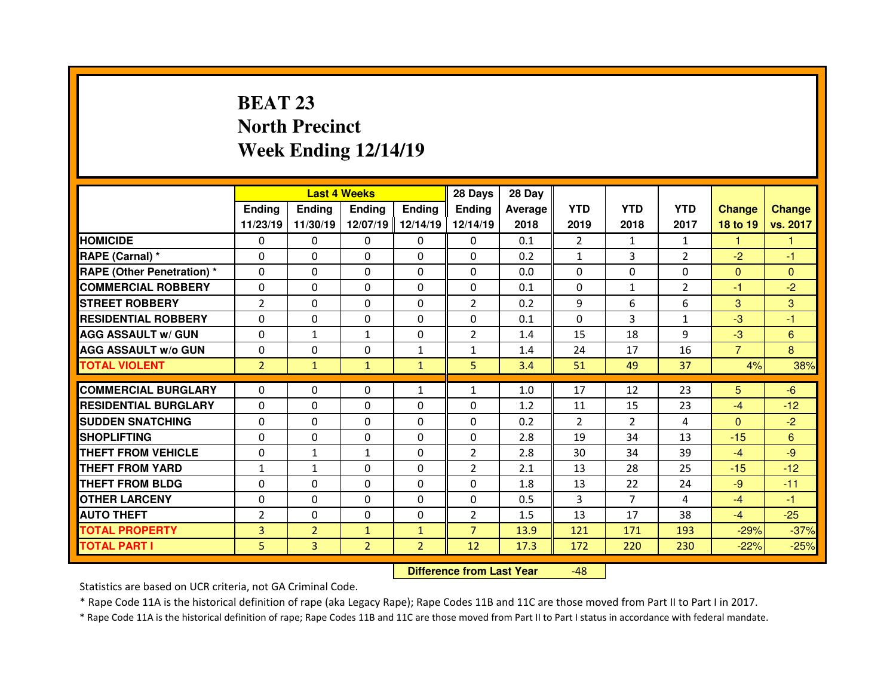# BEAT 23
# North Precinct
# Week Ending 12/14/19

| | Last 4 Weeks | | | | 28 Days | 28 Day | YTD | YTD | YTD | Change | Change |
|---|---|---|---|---|---|---|---|---|---|---|---|
| | Ending 11/23/19 | Ending 11/30/19 | Ending 12/07/19 | Ending 12/14/19 | Ending 12/14/19 | Average 2018 | 2019 | 2018 | 2017 | 18 to 19 | vs. 2017 |
| HOMICIDE | 0 | 0 | 0 | 0 | 0 | 0.1 | 2 | 1 | 1 | 1 | 1 |
| RAPE (Carnal) * | 0 | 0 | 0 | 0 | 0 | 0.2 | 1 | 3 | 2 | -2 | -1 |
| RAPE (Other Penetration) * | 0 | 0 | 0 | 0 | 0 | 0.0 | 0 | 0 | 0 | 0 | 0 |
| COMMERCIAL ROBBERY | 0 | 0 | 0 | 0 | 0 | 0.1 | 0 | 1 | 2 | -1 | -2 |
| STREET ROBBERY | 2 | 0 | 0 | 0 | 2 | 0.2 | 9 | 6 | 6 | 3 | 3 |
| RESIDENTIAL ROBBERY | 0 | 0 | 0 | 0 | 0 | 0.1 | 0 | 3 | 1 | -3 | -1 |
| AGG ASSAULT w/ GUN | 0 | 1 | 1 | 0 | 2 | 1.4 | 15 | 18 | 9 | -3 | 6 |
| AGG ASSAULT w/o GUN | 0 | 0 | 0 | 1 | 1 | 1.4 | 24 | 17 | 16 | 7 | 8 |
| TOTAL VIOLENT | 2 | 1 | 1 | 1 | 5 | 3.4 | 51 | 49 | 37 | 4% | 38% |
| COMMERCIAL BURGLARY | 0 | 0 | 0 | 1 | 1 | 1.0 | 17 | 12 | 23 | 5 | -6 |
| RESIDENTIAL BURGLARY | 0 | 0 | 0 | 0 | 0 | 1.2 | 11 | 15 | 23 | -4 | -12 |
| SUDDEN SNATCHING | 0 | 0 | 0 | 0 | 0 | 0.2 | 2 | 2 | 4 | 0 | -2 |
| SHOPLIFTING | 0 | 0 | 0 | 0 | 0 | 2.8 | 19 | 34 | 13 | -15 | 6 |
| THEFT FROM VEHICLE | 0 | 1 | 1 | 0 | 2 | 2.8 | 30 | 34 | 39 | -4 | -9 |
| THEFT FROM YARD | 1 | 1 | 0 | 0 | 2 | 2.1 | 13 | 28 | 25 | -15 | -12 |
| THEFT FROM BLDG | 0 | 0 | 0 | 0 | 0 | 1.8 | 13 | 22 | 24 | -9 | -11 |
| OTHER LARCENY | 0 | 0 | 0 | 0 | 0 | 0.5 | 3 | 7 | 4 | -4 | -1 |
| AUTO THEFT | 2 | 0 | 0 | 0 | 2 | 1.5 | 13 | 17 | 38 | -4 | -25 |
| TOTAL PROPERTY | 3 | 2 | 1 | 1 | 7 | 13.9 | 121 | 171 | 193 | -29% | -37% |
| TOTAL PART I | 5 | 3 | 2 | 2 | 12 | 17.3 | 172 | 220 | 230 | -22% | -25% |

**Difference from Last Year** -48

Statistics are based on UCR criteria, not GA Criminal Code.

* Rape Code 11A is the historical definition of rape (aka Legacy Rape); Rape Codes 11B and 11C are those moved from Part II to Part I in 2017.

* Rape Code 11A is the historical definition of rape; Rape Codes 11B and 11C are those moved from Part II to Part I status in accordance with federal mandate.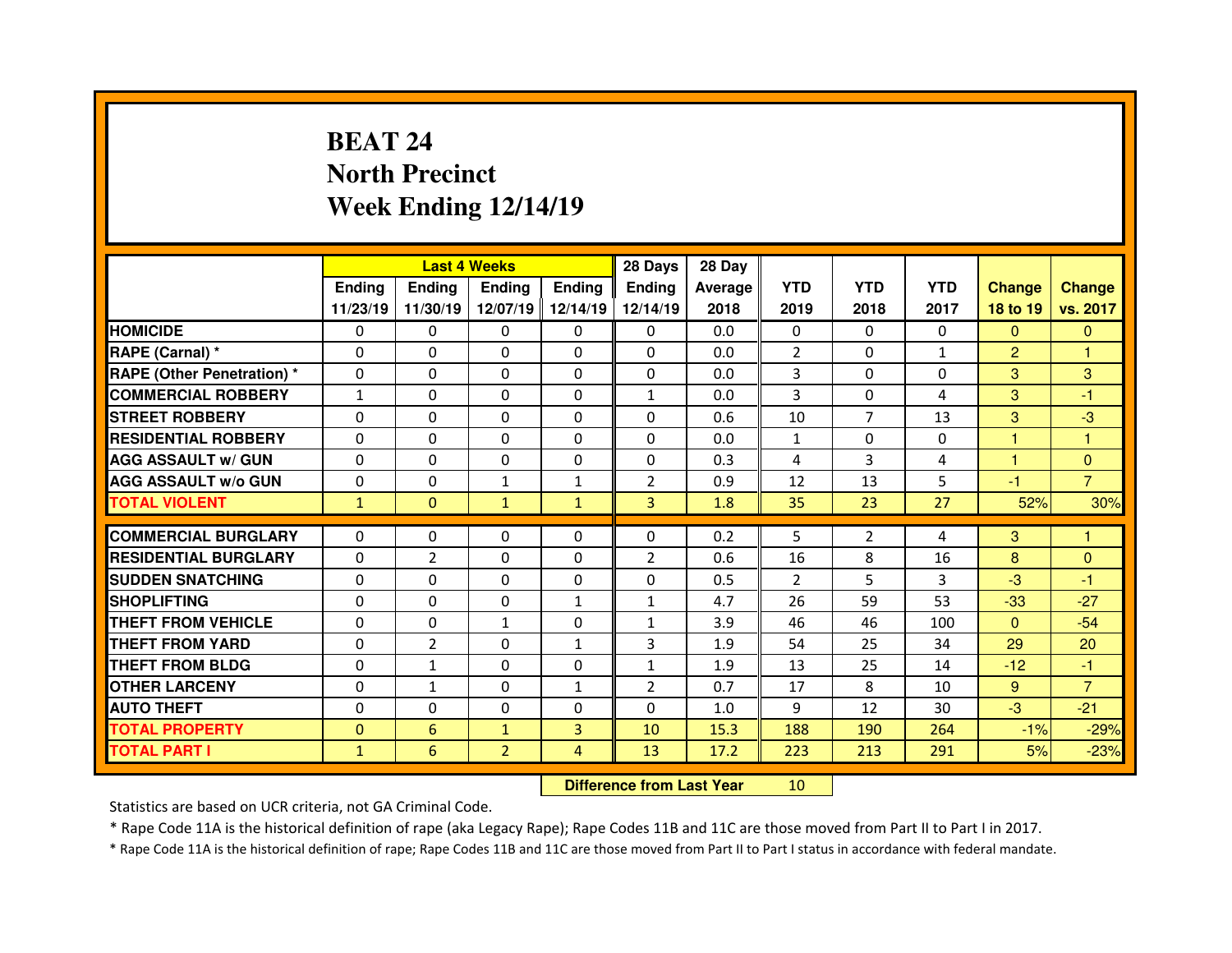# BEAT 24
# North Precinct
# Week Ending 12/14/19

| | Last 4 Weeks | | | | 28 Days | 28 Day | | | | | |
|---|---|---|---|---|---|---|---|---|---|---|---|
| | Ending 11/23/19 | Ending 11/30/19 | Ending 12/07/19 | Ending 12/14/19 | Ending 12/14/19 | Average 2018 | YTD 2019 | YTD 2018 | YTD 2017 | Change 18 to 19 | Change vs. 2017 |
| HOMICIDE | 0 | 0 | 0 | 0 | 0 | 0.0 | 0 | 0 | 0 | 0 | 0 |
| RAPE (Carnal) * | 0 | 0 | 0 | 0 | 0 | 0.0 | 2 | 0 | 1 | 2 | 1 |
| RAPE (Other Penetration) * | 0 | 0 | 0 | 0 | 0 | 0.0 | 3 | 0 | 0 | 3 | 3 |
| COMMERCIAL ROBBERY | 1 | 0 | 0 | 0 | 1 | 0.0 | 3 | 0 | 4 | 3 | -1 |
| STREET ROBBERY | 0 | 0 | 0 | 0 | 0 | 0.6 | 10 | 7 | 13 | 3 | -3 |
| RESIDENTIAL ROBBERY | 0 | 0 | 0 | 0 | 0 | 0.0 | 1 | 0 | 0 | 1 | 1 |
| AGG ASSAULT w/ GUN | 0 | 0 | 0 | 0 | 0 | 0.3 | 4 | 3 | 4 | 1 | 0 |
| AGG ASSAULT w/o GUN | 0 | 0 | 1 | 1 | 2 | 0.9 | 12 | 13 | 5 | -1 | 7 |
| TOTAL VIOLENT | 1 | 0 | 1 | 1 | 3 | 1.8 | 35 | 23 | 27 | 52% | 30% |
| COMMERCIAL BURGLARY | 0 | 0 | 0 | 0 | 0 | 0.2 | 5 | 2 | 4 | 3 | 1 |
| RESIDENTIAL BURGLARY | 0 | 2 | 0 | 0 | 2 | 0.6 | 16 | 8 | 16 | 8 | 0 |
| SUDDEN SNATCHING | 0 | 0 | 0 | 0 | 0 | 0.5 | 2 | 5 | 3 | -3 | -1 |
| SHOPLIFTING | 0 | 0 | 0 | 1 | 1 | 4.7 | 26 | 59 | 53 | -33 | -27 |
| THEFT FROM VEHICLE | 0 | 0 | 1 | 0 | 1 | 3.9 | 46 | 46 | 100 | 0 | -54 |
| THEFT FROM YARD | 0 | 2 | 0 | 1 | 3 | 1.9 | 54 | 25 | 34 | 29 | 20 |
| THEFT FROM BLDG | 0 | 1 | 0 | 0 | 1 | 1.9 | 13 | 25 | 14 | -12 | -1 |
| OTHER LARCENY | 0 | 1 | 0 | 1 | 2 | 0.7 | 17 | 8 | 10 | 9 | 7 |
| AUTO THEFT | 0 | 0 | 0 | 0 | 0 | 1.0 | 9 | 12 | 30 | -3 | -21 |
| TOTAL PROPERTY | 0 | 6 | 1 | 3 | 10 | 15.3 | 188 | 190 | 264 | -1% | -29% |
| TOTAL PART I | 1 | 6 | 2 | 4 | 13 | 17.2 | 223 | 213 | 291 | 5% | -23% |

**Difference from Last Year** 10

Statistics are based on UCR criteria, not GA Criminal Code.

* Rape Code 11A is the historical definition of rape (aka Legacy Rape); Rape Codes 11B and 11C are those moved from Part II to Part I in 2017.

* Rape Code 11A is the historical definition of rape; Rape Codes 11B and 11C are those moved from Part II to Part I status in accordance with federal mandate.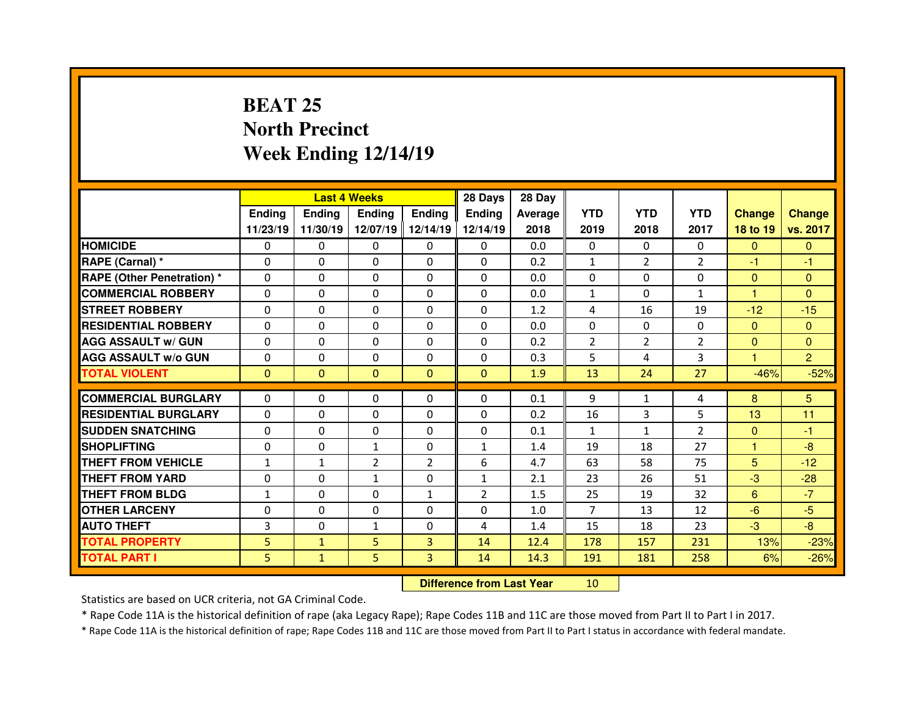# BEAT 25
# North Precinct
# Week Ending 12/14/19

| | Last 4 Weeks | | | | 28 Days | 28 Day | YTD | YTD | YTD | Change | Change |
|---|---|---|---|---|---|---|---|---|---|---|---|
| | Ending 11/23/19 | Ending 11/30/19 | Ending 12/07/19 | Ending 12/14/19 | Ending 12/14/19 | Average 2018 | 2019 | 2018 | 2017 | 18 to 19 | vs. 2017 |
| HOMICIDE | 0 | 0 | 0 | 0 | 0 | 0.0 | 0 | 0 | 0 | 0 | 0 |
| RAPE (Carnal) * | 0 | 0 | 0 | 0 | 0 | 0.2 | 1 | 2 | 2 | -1 | -1 |
| RAPE (Other Penetration) * | 0 | 0 | 0 | 0 | 0 | 0.0 | 0 | 0 | 0 | 0 | 0 |
| COMMERCIAL ROBBERY | 0 | 0 | 0 | 0 | 0 | 0.0 | 1 | 0 | 1 | 1 | 0 |
| STREET ROBBERY | 0 | 0 | 0 | 0 | 0 | 1.2 | 4 | 16 | 19 | -12 | -15 |
| RESIDENTIAL ROBBERY | 0 | 0 | 0 | 0 | 0 | 0.0 | 0 | 0 | 0 | 0 | 0 |
| AGG ASSAULT w/ GUN | 0 | 0 | 0 | 0 | 0 | 0.2 | 2 | 2 | 2 | 0 | 0 |
| AGG ASSAULT w/o GUN | 0 | 0 | 0 | 0 | 0 | 0.3 | 5 | 4 | 3 | 1 | 2 |
| TOTAL VIOLENT | 0 | 0 | 0 | 0 | 0 | 1.9 | 13 | 24 | 27 | -46% | -52% |
| COMMERCIAL BURGLARY | 0 | 0 | 0 | 0 | 0 | 0.1 | 9 | 1 | 4 | 8 | 5 |
| RESIDENTIAL BURGLARY | 0 | 0 | 0 | 0 | 0 | 0.2 | 16 | 3 | 5 | 13 | 11 |
| SUDDEN SNATCHING | 0 | 0 | 0 | 0 | 0 | 0.1 | 1 | 1 | 2 | 0 | -1 |
| SHOPLIFTING | 0 | 0 | 1 | 0 | 1 | 1.4 | 19 | 18 | 27 | 1 | -8 |
| THEFT FROM VEHICLE | 1 | 1 | 2 | 2 | 6 | 4.7 | 63 | 58 | 75 | 5 | -12 |
| THEFT FROM YARD | 0 | 0 | 1 | 0 | 1 | 2.1 | 23 | 26 | 51 | -3 | -28 |
| THEFT FROM BLDG | 1 | 0 | 0 | 1 | 2 | 1.5 | 25 | 19 | 32 | 6 | -7 |
| OTHER LARCENY | 0 | 0 | 0 | 0 | 0 | 1.0 | 7 | 13 | 12 | -6 | -5 |
| AUTO THEFT | 3 | 0 | 1 | 0 | 4 | 1.4 | 15 | 18 | 23 | -3 | -8 |
| TOTAL PROPERTY | 5 | 1 | 5 | 3 | 14 | 12.4 | 178 | 157 | 231 | 13% | -23% |
| TOTAL PART I | 5 | 1 | 5 | 3 | 14 | 14.3 | 191 | 181 | 258 | 6% | -26% |

**Difference from Last Year** 10

Statistics are based on UCR criteria, not GA Criminal Code.

* Rape Code 11A is the historical definition of rape (aka Legacy Rape); Rape Codes 11B and 11C are those moved from Part II to Part I in 2017.

* Rape Code 11A is the historical definition of rape; Rape Codes 11B and 11C are those moved from Part II to Part I status in accordance with federal mandate.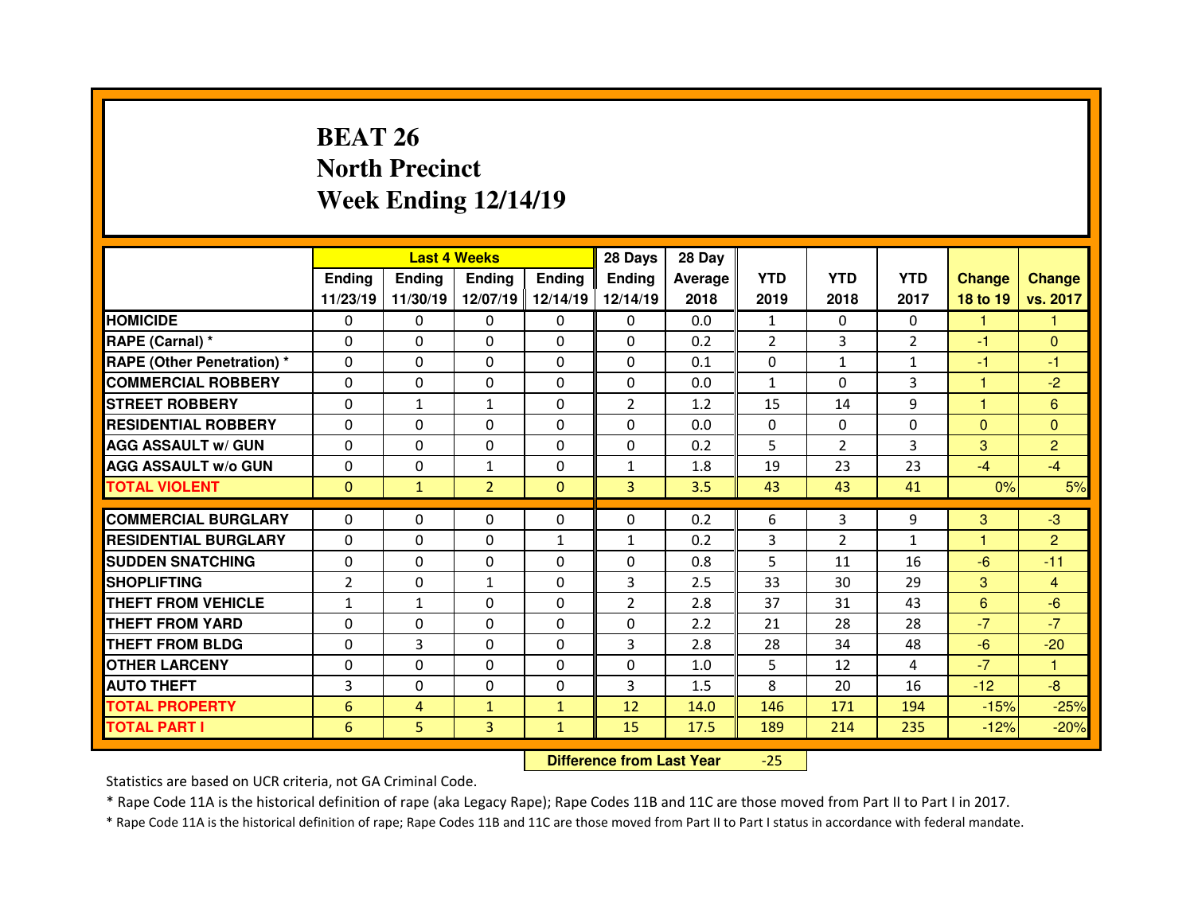# BEAT 26
# North Precinct
# Week Ending 12/14/19

| | Last 4 Weeks | | | | 28 Days | 28 Day | YTD | YTD | YTD | Change | Change |
|---|---|---|---|---|---|---|---|---|---|---|---|
| | Ending 11/23/19 | Ending 11/30/19 | Ending 12/07/19 | Ending 12/14/19 | Ending 12/14/19 | Average 2018 | 2019 | 2018 | 2017 | 18 to 19 | vs. 2017 |
| **HOMICIDE** | 0 | 0 | 0 | 0 | 0 | 0.0 | 1 | 0 | 0 | 1 | 1 |
| **RAPE (Carnal) *** | 0 | 0 | 0 | 0 | 0 | 0.2 | 2 | 3 | 2 | -1 | 0 |
| **RAPE (Other Penetration) *** | 0 | 0 | 0 | 0 | 0 | 0.1 | 0 | 1 | 1 | -1 | -1 |
| **COMMERCIAL ROBBERY** | 0 | 0 | 0 | 0 | 0 | 0.0 | 1 | 0 | 3 | 1 | -2 |
| **STREET ROBBERY** | 0 | 1 | 1 | 0 | 2 | 1.2 | 15 | 14 | 9 | 1 | 6 |
| **RESIDENTIAL ROBBERY** | 0 | 0 | 0 | 0 | 0 | 0.0 | 0 | 0 | 0 | 0 | 0 |
| **AGG ASSAULT w/ GUN** | 0 | 0 | 0 | 0 | 0 | 0.2 | 5 | 2 | 3 | 3 | 2 |
| **AGG ASSAULT w/o GUN** | 0 | 0 | 1 | 0 | 1 | 1.8 | 19 | 23 | 23 | -4 | -4 |
| **TOTAL VIOLENT** | 0 | 1 | 2 | 0 | 3 | 3.5 | 43 | 43 | 41 | 0% | 5% |
| **COMMERCIAL BURGLARY** | 0 | 0 | 0 | 0 | 0 | 0.2 | 6 | 3 | 9 | 3 | -3 |
| **RESIDENTIAL BURGLARY** | 0 | 0 | 0 | 1 | 1 | 0.2 | 3 | 2 | 1 | 1 | 2 |
| **SUDDEN SNATCHING** | 0 | 0 | 0 | 0 | 0 | 0.8 | 5 | 11 | 16 | -6 | -11 |
| **SHOPLIFTING** | 2 | 0 | 1 | 0 | 3 | 2.5 | 33 | 30 | 29 | 3 | 4 |
| **THEFT FROM VEHICLE** | 1 | 1 | 0 | 0 | 2 | 2.8 | 37 | 31 | 43 | 6 | -6 |
| **THEFT FROM YARD** | 0 | 0 | 0 | 0 | 0 | 2.2 | 21 | 28 | 28 | -7 | -7 |
| **THEFT FROM BLDG** | 0 | 3 | 0 | 0 | 3 | 2.8 | 28 | 34 | 48 | -6 | -20 |
| **OTHER LARCENY** | 0 | 0 | 0 | 0 | 0 | 1.0 | 5 | 12 | 4 | -7 | 1 |
| **AUTO THEFT** | 3 | 0 | 0 | 0 | 3 | 1.5 | 8 | 20 | 16 | -12 | -8 |
| **TOTAL PROPERTY** | 6 | 4 | 1 | 1 | 12 | 14.0 | 146 | 171 | 194 | -15% | -25% |
| **TOTAL PART I** | 6 | 5 | 3 | 1 | 15 | 17.5 | 189 | 214 | 235 | -12% | -20% |

**Difference from Last Year** -25

Statistics are based on UCR criteria, not GA Criminal Code.

* Rape Code 11A is the historical definition of rape (aka Legacy Rape); Rape Codes 11B and 11C are those moved from Part II to Part I in 2017.

* Rape Code 11A is the historical definition of rape; Rape Codes 11B and 11C are those moved from Part II to Part I status in accordance with federal mandate.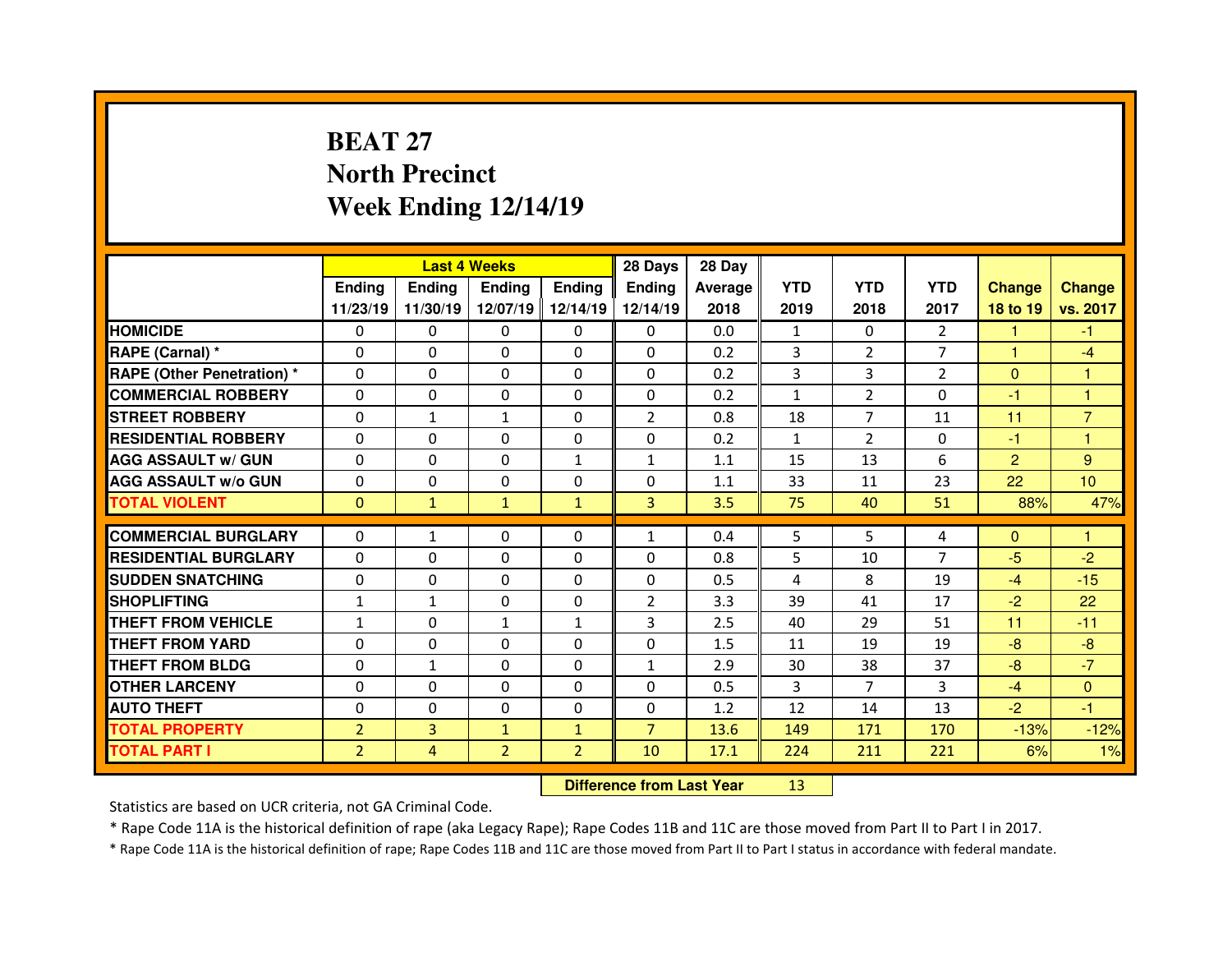# BEAT 27
# North Precinct
# Week Ending 12/14/19

| | Last 4 Weeks | | | | 28 Days | 28 Day | | | | | |
|---|---|---|---|---|---|---|---|---|---|---|---|
| | Ending 11/23/19 | Ending 11/30/19 | Ending 12/07/19 | Ending 12/14/19 | Ending 12/14/19 | Average 2018 | YTD 2019 | YTD 2018 | YTD 2017 | Change 18 to 19 | Change vs. 2017 |
| HOMICIDE | 0 | 0 | 0 | 0 | 0 | 0.0 | 1 | 0 | 2 | 1 | -1 |
| RAPE (Carnal) * | 0 | 0 | 0 | 0 | 0 | 0.2 | 3 | 2 | 7 | 1 | -4 |
| RAPE (Other Penetration) * | 0 | 0 | 0 | 0 | 0 | 0.2 | 3 | 3 | 2 | 0 | 1 |
| COMMERCIAL ROBBERY | 0 | 0 | 0 | 0 | 0 | 0.2 | 1 | 2 | 0 | -1 | 1 |
| STREET ROBBERY | 0 | 1 | 1 | 0 | 2 | 0.8 | 18 | 7 | 11 | 11 | 7 |
| RESIDENTIAL ROBBERY | 0 | 0 | 0 | 0 | 0 | 0.2 | 1 | 2 | 0 | -1 | 1 |
| AGG ASSAULT w/ GUN | 0 | 0 | 0 | 1 | 1 | 1.1 | 15 | 13 | 6 | 2 | 9 |
| AGG ASSAULT w/o GUN | 0 | 0 | 0 | 0 | 0 | 1.1 | 33 | 11 | 23 | 22 | 10 |
| TOTAL VIOLENT | 0 | 1 | 1 | 1 | 3 | 3.5 | 75 | 40 | 51 | 88% | 47% |
| COMMERCIAL BURGLARY | 0 | 1 | 0 | 0 | 1 | 0.4 | 5 | 5 | 4 | 0 | 1 |
| RESIDENTIAL BURGLARY | 0 | 0 | 0 | 0 | 0 | 0.8 | 5 | 10 | 7 | -5 | -2 |
| SUDDEN SNATCHING | 0 | 0 | 0 | 0 | 0 | 0.5 | 4 | 8 | 19 | -4 | -15 |
| SHOPLIFTING | 1 | 1 | 0 | 0 | 2 | 3.3 | 39 | 41 | 17 | -2 | 22 |
| THEFT FROM VEHICLE | 1 | 0 | 1 | 1 | 3 | 2.5 | 40 | 29 | 51 | 11 | -11 |
| THEFT FROM YARD | 0 | 0 | 0 | 0 | 0 | 1.5 | 11 | 19 | 19 | -8 | -8 |
| THEFT FROM BLDG | 0 | 1 | 0 | 0 | 1 | 2.9 | 30 | 38 | 37 | -8 | -7 |
| OTHER LARCENY | 0 | 0 | 0 | 0 | 0 | 0.5 | 3 | 7 | 3 | -4 | 0 |
| AUTO THEFT | 0 | 0 | 0 | 0 | 0 | 1.2 | 12 | 14 | 13 | -2 | -1 |
| TOTAL PROPERTY | 2 | 3 | 1 | 1 | 7 | 13.6 | 149 | 171 | 170 | -13% | -12% |
| TOTAL PART I | 2 | 4 | 2 | 2 | 10 | 17.1 | 224 | 211 | 221 | 6% | 1% |

**Difference from Last Year** 13

Statistics are based on UCR criteria, not GA Criminal Code.

* Rape Code 11A is the historical definition of rape (aka Legacy Rape); Rape Codes 11B and 11C are those moved from Part II to Part I in 2017.

* Rape Code 11A is the historical definition of rape; Rape Codes 11B and 11C are those moved from Part II to Part I status in accordance with federal mandate.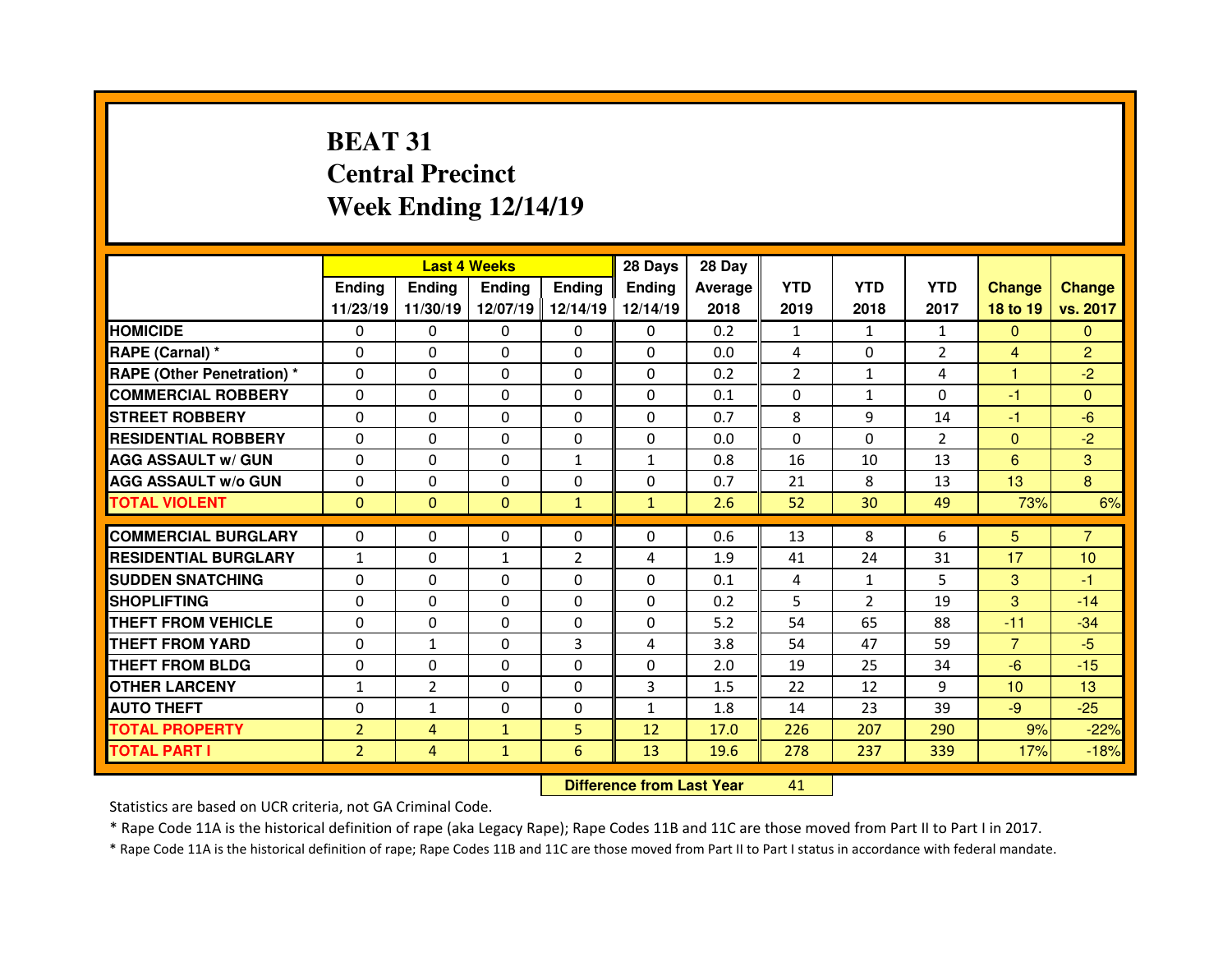# BEAT 31
## Central Precinct
## Week Ending 12/14/19

| | Last 4 Weeks | | | | 28 Days | 28 Day | | | | | |
|---|---|---|---|---|---|---|---|---|---|---|---|
| | Ending 11/23/19 | Ending 11/30/19 | Ending 12/07/19 | Ending 12/14/19 | Ending 12/14/19 | Average 2018 | YTD 2019 | YTD 2018 | YTD 2017 | Change 18 to 19 | Change vs. 2017 |
| HOMICIDE | 0 | 0 | 0 | 0 | 0 | 0.2 | 1 | 1 | 1 | 0 | 0 |
| RAPE (Carnal) * | 0 | 0 | 0 | 0 | 0 | 0.0 | 4 | 0 | 2 | 4 | 2 |
| RAPE (Other Penetration) * | 0 | 0 | 0 | 0 | 0 | 0.2 | 2 | 1 | 4 | 1 | -2 |
| COMMERCIAL ROBBERY | 0 | 0 | 0 | 0 | 0 | 0.1 | 0 | 1 | 0 | -1 | 0 |
| STREET ROBBERY | 0 | 0 | 0 | 0 | 0 | 0.7 | 8 | 9 | 14 | -1 | -6 |
| RESIDENTIAL ROBBERY | 0 | 0 | 0 | 0 | 0 | 0.0 | 0 | 0 | 2 | 0 | -2 |
| AGG ASSAULT w/ GUN | 0 | 0 | 0 | 1 | 1 | 0.8 | 16 | 10 | 13 | 6 | 3 |
| AGG ASSAULT w/o GUN | 0 | 0 | 0 | 0 | 0 | 0.7 | 21 | 8 | 13 | 13 | 8 |
| TOTAL VIOLENT | 0 | 0 | 0 | 1 | 1 | 2.6 | 52 | 30 | 49 | 73% | 6% |
| COMMERCIAL BURGLARY | 0 | 0 | 0 | 0 | 0 | 0.6 | 13 | 8 | 6 | 5 | 7 |
| RESIDENTIAL BURGLARY | 1 | 0 | 1 | 2 | 4 | 1.9 | 41 | 24 | 31 | 17 | 10 |
| SUDDEN SNATCHING | 0 | 0 | 0 | 0 | 0 | 0.1 | 4 | 1 | 5 | 3 | -1 |
| SHOPLIFTING | 0 | 0 | 0 | 0 | 0 | 0.2 | 5 | 2 | 19 | 3 | -14 |
| THEFT FROM VEHICLE | 0 | 0 | 0 | 0 | 0 | 5.2 | 54 | 65 | 88 | -11 | -34 |
| THEFT FROM YARD | 0 | 1 | 0 | 3 | 4 | 3.8 | 54 | 47 | 59 | 7 | -5 |
| THEFT FROM BLDG | 0 | 0 | 0 | 0 | 0 | 2.0 | 19 | 25 | 34 | -6 | -15 |
| OTHER LARCENY | 1 | 2 | 0 | 0 | 3 | 1.5 | 22 | 12 | 9 | 10 | 13 |
| AUTO THEFT | 0 | 1 | 0 | 0 | 1 | 1.8 | 14 | 23 | 39 | -9 | -25 |
| TOTAL PROPERTY | 2 | 4 | 1 | 5 | 12 | 17.0 | 226 | 207 | 290 | 9% | -22% |
| TOTAL PART I | 2 | 4 | 1 | 6 | 13 | 19.6 | 278 | 237 | 339 | 17% | -18% |

**Difference from Last Year** 41

Statistics are based on UCR criteria, not GA Criminal Code.

* Rape Code 11A is the historical definition of rape (aka Legacy Rape); Rape Codes 11B and 11C are those moved from Part II to Part I in 2017.

* Rape Code 11A is the historical definition of rape; Rape Codes 11B and 11C are those moved from Part II to Part I status in accordance with federal mandate.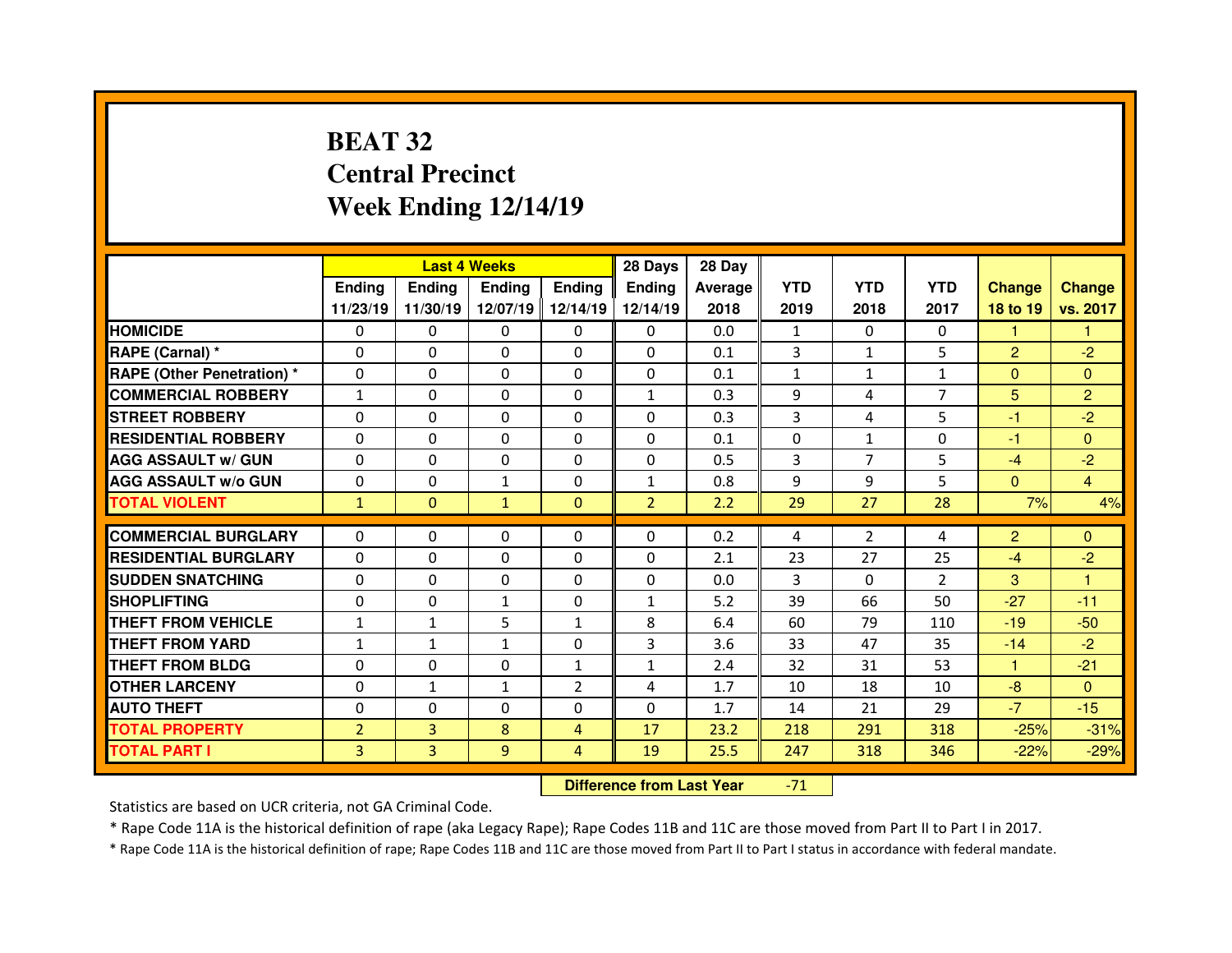# BEAT 32
# Central Precinct
# Week Ending 12/14/19

| | Last 4 Weeks | | | | 28 Days | 28 Day | | | | | |
|---|---|---|---|---|---|---|---|---|---|---|---|
| | Ending 11/23/19 | Ending 11/30/19 | Ending 12/07/19 | Ending 12/14/19 | Ending 12/14/19 | Average 2018 | YTD 2019 | YTD 2018 | YTD 2017 | Change 18 to 19 | Change vs. 2017 |
| HOMICIDE | 0 | 0 | 0 | 0 | 0 | 0.0 | 1 | 0 | 0 | 1 | 1 |
| RAPE (Carnal) * | 0 | 0 | 0 | 0 | 0 | 0.1 | 3 | 1 | 5 | 2 | -2 |
| RAPE (Other Penetration) * | 0 | 0 | 0 | 0 | 0 | 0.1 | 1 | 1 | 1 | 0 | 0 |
| COMMERCIAL ROBBERY | 1 | 0 | 0 | 0 | 1 | 0.3 | 9 | 4 | 7 | 5 | 2 |
| STREET ROBBERY | 0 | 0 | 0 | 0 | 0 | 0.3 | 3 | 4 | 5 | -1 | -2 |
| RESIDENTIAL ROBBERY | 0 | 0 | 0 | 0 | 0 | 0.1 | 0 | 1 | 0 | -1 | 0 |
| AGG ASSAULT w/ GUN | 0 | 0 | 0 | 0 | 0 | 0.5 | 3 | 7 | 5 | -4 | -2 |
| AGG ASSAULT w/o GUN | 0 | 0 | 1 | 0 | 1 | 0.8 | 9 | 9 | 5 | 0 | 4 |
| TOTAL VIOLENT | 1 | 0 | 1 | 0 | 2 | 2.2 | 29 | 27 | 28 | 7% | 4% |
| COMMERCIAL BURGLARY | 0 | 0 | 0 | 0 | 0 | 0.2 | 4 | 2 | 4 | 2 | 0 |
| RESIDENTIAL BURGLARY | 0 | 0 | 0 | 0 | 0 | 2.1 | 23 | 27 | 25 | -4 | -2 |
| SUDDEN SNATCHING | 0 | 0 | 0 | 0 | 0 | 0.0 | 3 | 0 | 2 | 3 | 1 |
| SHOPLIFTING | 0 | 0 | 1 | 0 | 1 | 5.2 | 39 | 66 | 50 | -27 | -11 |
| THEFT FROM VEHICLE | 1 | 1 | 5 | 1 | 8 | 6.4 | 60 | 79 | 110 | -19 | -50 |
| THEFT FROM YARD | 1 | 1 | 1 | 0 | 3 | 3.6 | 33 | 47 | 35 | -14 | -2 |
| THEFT FROM BLDG | 0 | 0 | 0 | 1 | 1 | 2.4 | 32 | 31 | 53 | 1 | -21 |
| OTHER LARCENY | 0 | 1 | 1 | 2 | 4 | 1.7 | 10 | 18 | 10 | -8 | 0 |
| AUTO THEFT | 0 | 0 | 0 | 0 | 0 | 1.7 | 14 | 21 | 29 | -7 | -15 |
| TOTAL PROPERTY | 2 | 3 | 8 | 4 | 17 | 23.2 | 218 | 291 | 318 | -25% | -31% |
| TOTAL PART I | 3 | 3 | 9 | 4 | 19 | 25.5 | 247 | 318 | 346 | -22% | -29% |

**Difference from Last Year** -71

Statistics are based on UCR criteria, not GA Criminal Code.

* Rape Code 11A is the historical definition of rape (aka Legacy Rape); Rape Codes 11B and 11C are those moved from Part II to Part I in 2017.

* Rape Code 11A is the historical definition of rape; Rape Codes 11B and 11C are those moved from Part II to Part I status in accordance with federal mandate.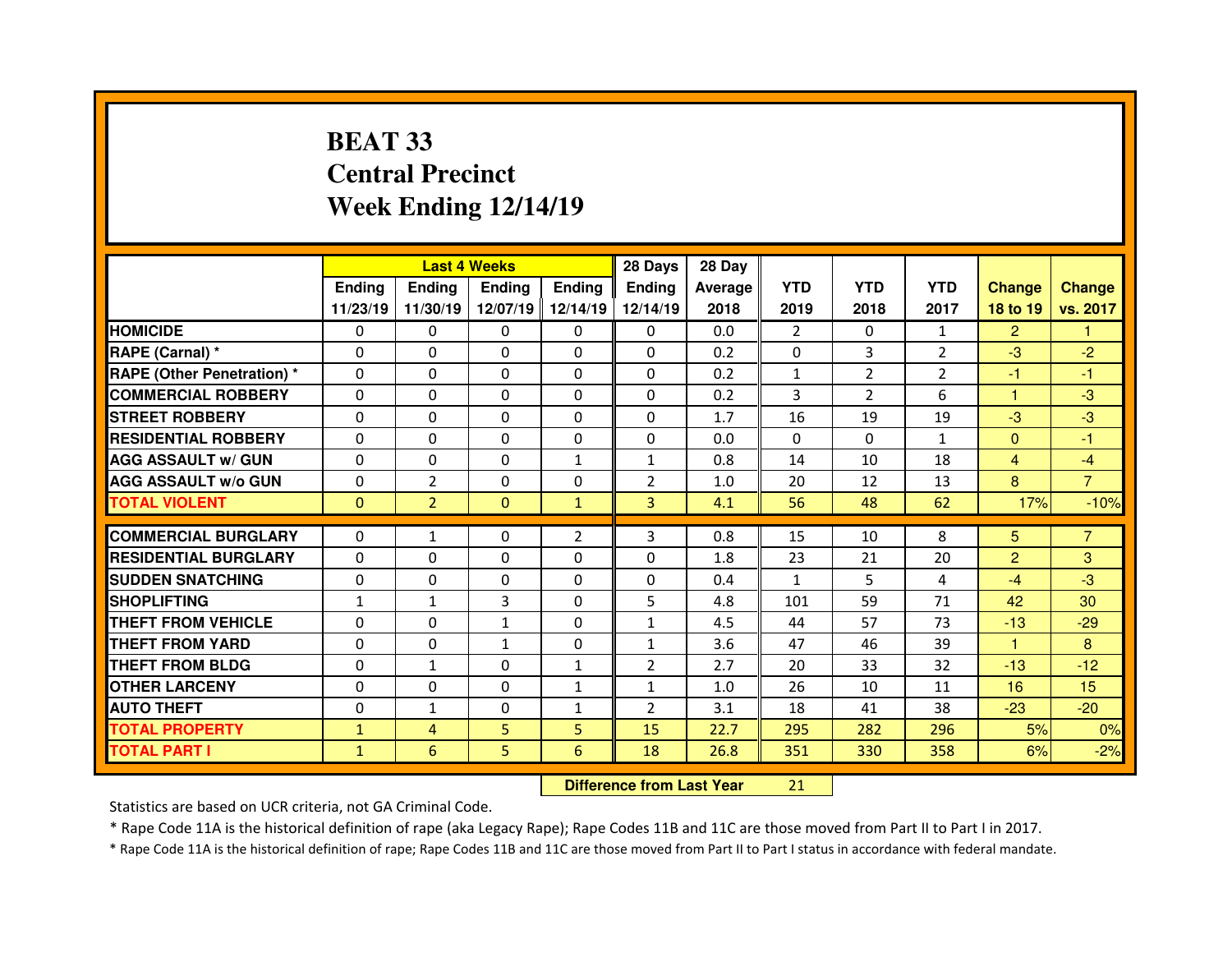# BEAT 33
## Central Precinct
## Week Ending 12/14/19

| | Last 4 Weeks | | | | 28 Days | 28 Day | | | | | |
|---|---|---|---|---|---|---|---|---|---|---|---|
| | Ending 11/23/19 | Ending 11/30/19 | Ending 12/07/19 | Ending 12/14/19 | Ending 12/14/19 | Average 2018 | YTD 2019 | YTD 2018 | YTD 2017 | Change 18 to 19 | Change vs. 2017 |
| HOMICIDE | 0 | 0 | 0 | 0 | 0 | 0.0 | 2 | 0 | 1 | 2 | 1 |
| RAPE (Carnal) * | 0 | 0 | 0 | 0 | 0 | 0.2 | 0 | 3 | 2 | -3 | -2 |
| RAPE (Other Penetration) * | 0 | 0 | 0 | 0 | 0 | 0.2 | 1 | 2 | 2 | -1 | -1 |
| COMMERCIAL ROBBERY | 0 | 0 | 0 | 0 | 0 | 0.2 | 3 | 2 | 6 | 1 | -3 |
| STREET ROBBERY | 0 | 0 | 0 | 0 | 0 | 1.7 | 16 | 19 | 19 | -3 | -3 |
| RESIDENTIAL ROBBERY | 0 | 0 | 0 | 0 | 0 | 0.0 | 0 | 0 | 1 | 0 | -1 |
| AGG ASSAULT w/ GUN | 0 | 0 | 0 | 1 | 1 | 0.8 | 14 | 10 | 18 | 4 | -4 |
| AGG ASSAULT w/o GUN | 0 | 2 | 0 | 0 | 2 | 1.0 | 20 | 12 | 13 | 8 | 7 |
| TOTAL VIOLENT | 0 | 2 | 0 | 1 | 3 | 4.1 | 56 | 48 | 62 | 17% | -10% |
| COMMERCIAL BURGLARY | 0 | 1 | 0 | 2 | 3 | 0.8 | 15 | 10 | 8 | 5 | 7 |
| RESIDENTIAL BURGLARY | 0 | 0 | 0 | 0 | 0 | 1.8 | 23 | 21 | 20 | 2 | 3 |
| SUDDEN SNATCHING | 0 | 0 | 0 | 0 | 0 | 0.4 | 1 | 5 | 4 | -4 | -3 |
| SHOPLIFTING | 1 | 1 | 3 | 0 | 5 | 4.8 | 101 | 59 | 71 | 42 | 30 |
| THEFT FROM VEHICLE | 0 | 0 | 1 | 0 | 1 | 4.5 | 44 | 57 | 73 | -13 | -29 |
| THEFT FROM YARD | 0 | 0 | 1 | 0 | 1 | 3.6 | 47 | 46 | 39 | 1 | 8 |
| THEFT FROM BLDG | 0 | 1 | 0 | 1 | 2 | 2.7 | 20 | 33 | 32 | -13 | -12 |
| OTHER LARCENY | 0 | 0 | 0 | 1 | 1 | 1.0 | 26 | 10 | 11 | 16 | 15 |
| AUTO THEFT | 0 | 1 | 0 | 1 | 2 | 3.1 | 18 | 41 | 38 | -23 | -20 |
| TOTAL PROPERTY | 1 | 4 | 5 | 5 | 15 | 22.7 | 295 | 282 | 296 | 5% | 0% |
| TOTAL PART I | 1 | 6 | 5 | 6 | 18 | 26.8 | 351 | 330 | 358 | 6% | -2% |

**Difference from Last Year** 21

Statistics are based on UCR criteria, not GA Criminal Code.

* Rape Code 11A is the historical definition of rape (aka Legacy Rape); Rape Codes 11B and 11C are those moved from Part II to Part I in 2017.

* Rape Code 11A is the historical definition of rape; Rape Codes 11B and 11C are those moved from Part II to Part I status in accordance with federal mandate.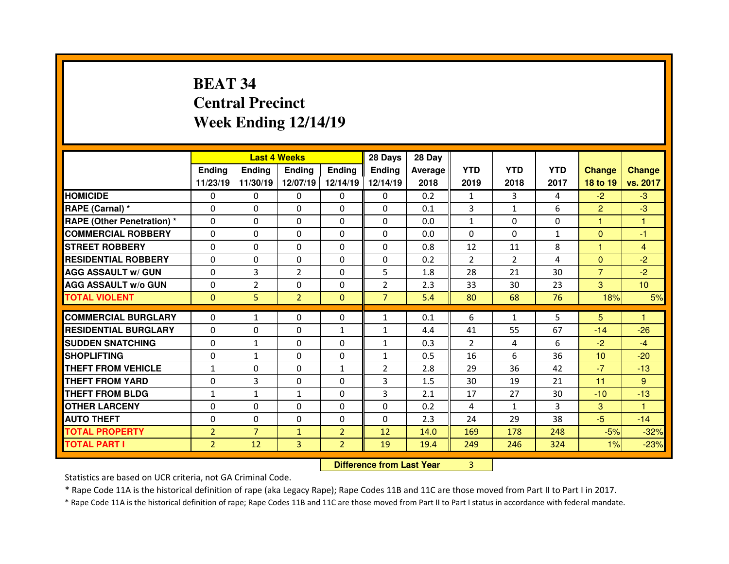# BEAT 34
## Central Precinct
## Week Ending 12/14/19

| | Last 4 Weeks | | | | 28 Days | 28 Day | | | | | |
|---|---|---|---|---|---|---|---|---|---|---|---|
| | Ending 11/23/19 | Ending 11/30/19 | Ending 12/07/19 | Ending 12/14/19 | Ending 12/14/19 | Average 2018 | YTD 2019 | YTD 2018 | YTD 2017 | Change 18 to 19 | Change vs. 2017 |
| HOMICIDE | 0 | 0 | 0 | 0 | 0 | 0.2 | 1 | 3 | 4 | -2 | -3 |
| RAPE (Carnal) * | 0 | 0 | 0 | 0 | 0 | 0.1 | 3 | 1 | 6 | 2 | -3 |
| RAPE (Other Penetration) * | 0 | 0 | 0 | 0 | 0 | 0.0 | 1 | 0 | 0 | 1 | 1 |
| COMMERCIAL ROBBERY | 0 | 0 | 0 | 0 | 0 | 0.0 | 0 | 0 | 1 | 0 | -1 |
| STREET ROBBERY | 0 | 0 | 0 | 0 | 0 | 0.8 | 12 | 11 | 8 | 1 | 4 |
| RESIDENTIAL ROBBERY | 0 | 0 | 0 | 0 | 0 | 0.2 | 2 | 2 | 4 | 0 | -2 |
| AGG ASSAULT w/ GUN | 0 | 3 | 2 | 0 | 5 | 1.8 | 28 | 21 | 30 | 7 | -2 |
| AGG ASSAULT w/o GUN | 0 | 2 | 0 | 0 | 2 | 2.3 | 33 | 30 | 23 | 3 | 10 |
| TOTAL VIOLENT | 0 | 5 | 2 | 0 | 7 | 5.4 | 80 | 68 | 76 | 18% | 5% |
| COMMERCIAL BURGLARY | 0 | 1 | 0 | 0 | 1 | 0.1 | 6 | 1 | 5 | 5 | 1 |
| RESIDENTIAL BURGLARY | 0 | 0 | 0 | 1 | 1 | 4.4 | 41 | 55 | 67 | -14 | -26 |
| SUDDEN SNATCHING | 0 | 1 | 0 | 0 | 1 | 0.3 | 2 | 4 | 6 | -2 | -4 |
| SHOPLIFTING | 0 | 1 | 0 | 0 | 1 | 0.5 | 16 | 6 | 36 | 10 | -20 |
| THEFT FROM VEHICLE | 1 | 0 | 0 | 1 | 2 | 2.8 | 29 | 36 | 42 | -7 | -13 |
| THEFT FROM YARD | 0 | 3 | 0 | 0 | 3 | 1.5 | 30 | 19 | 21 | 11 | 9 |
| THEFT FROM BLDG | 1 | 1 | 1 | 0 | 3 | 2.1 | 17 | 27 | 30 | -10 | -13 |
| OTHER LARCENY | 0 | 0 | 0 | 0 | 0 | 0.2 | 4 | 1 | 3 | 3 | 1 |
| AUTO THEFT | 0 | 0 | 0 | 0 | 0 | 2.3 | 24 | 29 | 38 | -5 | -14 |
| TOTAL PROPERTY | 2 | 7 | 1 | 2 | 12 | 14.0 | 169 | 178 | 248 | -5% | -32% |
| TOTAL PART I | 2 | 12 | 3 | 2 | 19 | 19.4 | 249 | 246 | 324 | 1% | -23% |

| Difference from Last Year | 3 |
|---|---|

Statistics are based on UCR criteria, not GA Criminal Code.

* Rape Code 11A is the historical definition of rape (aka Legacy Rape); Rape Codes 11B and 11C are those moved from Part II to Part I in 2017.

* Rape Code 11A is the historical definition of rape; Rape Codes 11B and 11C are those moved from Part II to Part I status in accordance with federal mandate.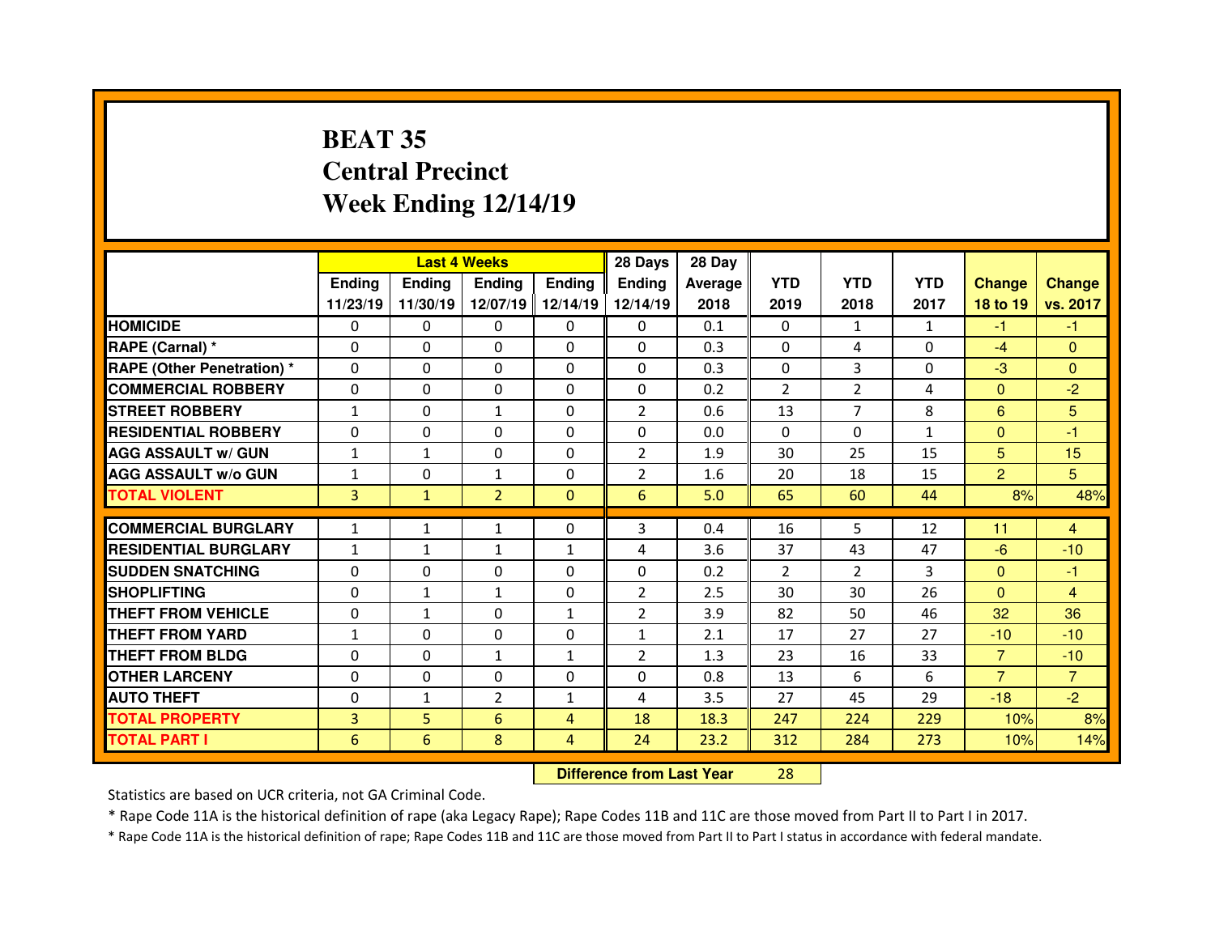# BEAT 35
# Central Precinct
# Week Ending 12/14/19

| | Last 4 Weeks | | | | 28 Days | 28 Day | | | | | |
|---|---|---|---|---|---|---|---|---|---|---|---|
| | Ending 11/23/19 | Ending 11/30/19 | Ending 12/07/19 | Ending 12/14/19 | Ending 12/14/19 | Average 2018 | YTD 2019 | YTD 2018 | YTD 2017 | Change 18 to 19 | Change vs. 2017 |
| HOMICIDE | 0 | 0 | 0 | 0 | 0 | 0.1 | 0 | 1 | 1 | -1 | -1 |
| RAPE (Carnal) * | 0 | 0 | 0 | 0 | 0 | 0.3 | 0 | 4 | 0 | -4 | 0 |
| RAPE (Other Penetration) * | 0 | 0 | 0 | 0 | 0 | 0.3 | 0 | 3 | 0 | -3 | 0 |
| COMMERCIAL ROBBERY | 0 | 0 | 0 | 0 | 0 | 0.2 | 2 | 2 | 4 | 0 | -2 |
| STREET ROBBERY | 1 | 0 | 1 | 0 | 2 | 0.6 | 13 | 7 | 8 | 6 | 5 |
| RESIDENTIAL ROBBERY | 0 | 0 | 0 | 0 | 0 | 0.0 | 0 | 0 | 1 | 0 | -1 |
| AGG ASSAULT w/ GUN | 1 | 1 | 0 | 0 | 2 | 1.9 | 30 | 25 | 15 | 5 | 15 |
| AGG ASSAULT w/o GUN | 1 | 0 | 1 | 0 | 2 | 1.6 | 20 | 18 | 15 | 2 | 5 |
| TOTAL VIOLENT | 3 | 1 | 2 | 0 | 6 | 5.0 | 65 | 60 | 44 | 8% | 48% |
| COMMERCIAL BURGLARY | 1 | 1 | 1 | 0 | 3 | 0.4 | 16 | 5 | 12 | 11 | 4 |
| RESIDENTIAL BURGLARY | 1 | 1 | 1 | 1 | 4 | 3.6 | 37 | 43 | 47 | -6 | -10 |
| SUDDEN SNATCHING | 0 | 0 | 0 | 0 | 0 | 0.2 | 2 | 2 | 3 | 0 | -1 |
| SHOPLIFTING | 0 | 1 | 1 | 0 | 2 | 2.5 | 30 | 30 | 26 | 0 | 4 |
| THEFT FROM VEHICLE | 0 | 1 | 0 | 1 | 2 | 3.9 | 82 | 50 | 46 | 32 | 36 |
| THEFT FROM YARD | 1 | 0 | 0 | 0 | 1 | 2.1 | 17 | 27 | 27 | -10 | -10 |
| THEFT FROM BLDG | 0 | 0 | 1 | 1 | 2 | 1.3 | 23 | 16 | 33 | 7 | -10 |
| OTHER LARCENY | 0 | 0 | 0 | 0 | 0 | 0.8 | 13 | 6 | 6 | 7 | 7 |
| AUTO THEFT | 0 | 1 | 2 | 1 | 4 | 3.5 | 27 | 45 | 29 | -18 | -2 |
| TOTAL PROPERTY | 3 | 5 | 6 | 4 | 18 | 18.3 | 247 | 224 | 229 | 10% | 8% |
| TOTAL PART I | 6 | 6 | 8 | 4 | 24 | 23.2 | 312 | 284 | 273 | 10% | 14% |

**Difference from Last Year** 28

Statistics are based on UCR criteria, not GA Criminal Code.

* Rape Code 11A is the historical definition of rape (aka Legacy Rape); Rape Codes 11B and 11C are those moved from Part II to Part I in 2017.

* Rape Code 11A is the historical definition of rape; Rape Codes 11B and 11C are those moved from Part II to Part I status in accordance with federal mandate.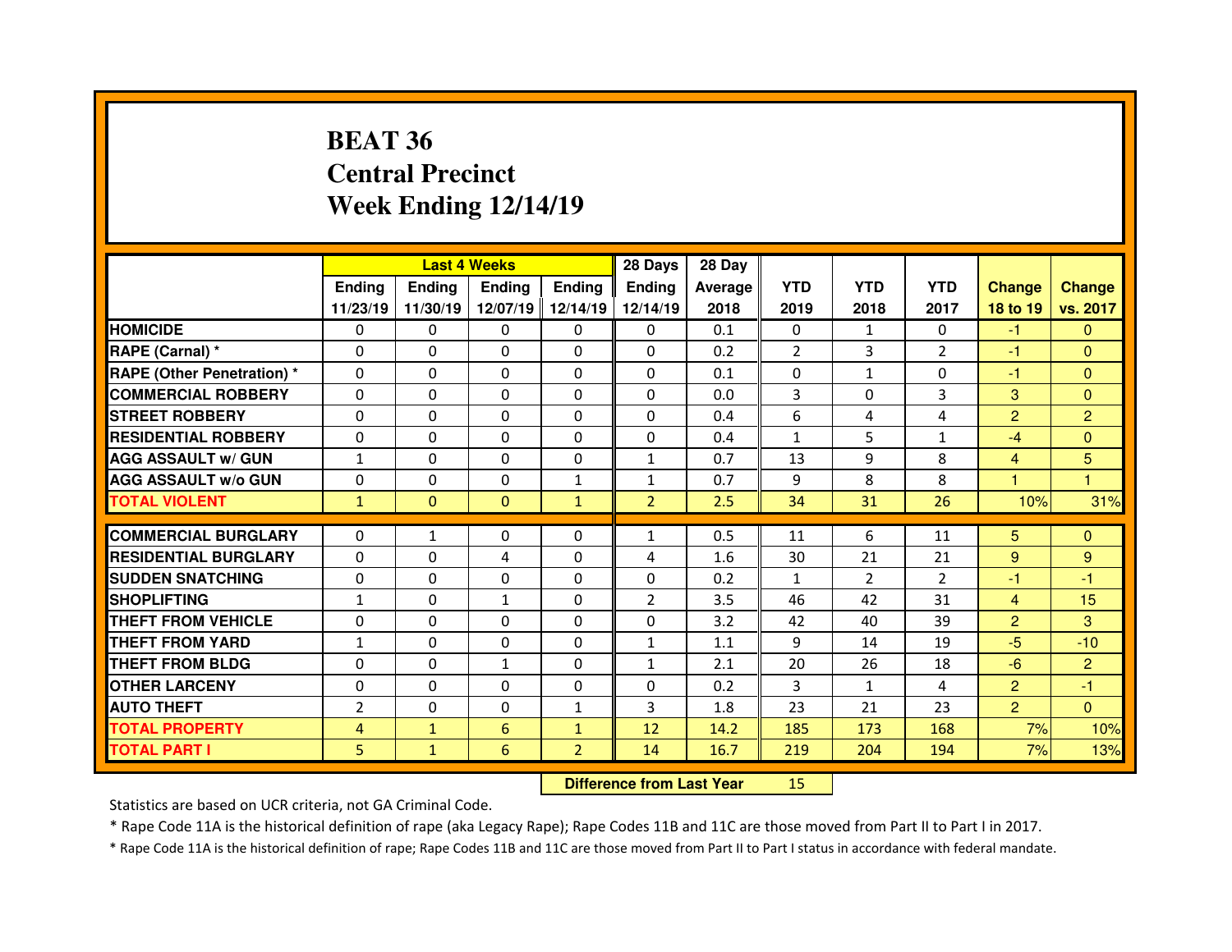# BEAT 36
# Central Precinct
# Week Ending 12/14/19

| | Last 4 Weeks | | | | 28 Days | 28 Day | | | | | |
|---|---|---|---|---|---|---|---|---|---|---|---|
| | Ending 11/23/19 | Ending 11/30/19 | Ending 12/07/19 | Ending 12/14/19 | Ending 12/14/19 | Average 2018 | YTD 2019 | YTD 2018 | YTD 2017 | Change 18 to 19 | Change vs. 2017 |
| HOMICIDE | 0 | 0 | 0 | 0 | 0 | 0.1 | 0 | 1 | 0 | -1 | 0 |
| RAPE (Carnal) * | 0 | 0 | 0 | 0 | 0 | 0.2 | 2 | 3 | 2 | -1 | 0 |
| RAPE (Other Penetration) * | 0 | 0 | 0 | 0 | 0 | 0.1 | 0 | 1 | 0 | -1 | 0 |
| COMMERCIAL ROBBERY | 0 | 0 | 0 | 0 | 0 | 0.0 | 3 | 0 | 3 | 3 | 0 |
| STREET ROBBERY | 0 | 0 | 0 | 0 | 0 | 0.4 | 6 | 4 | 4 | 2 | 2 |
| RESIDENTIAL ROBBERY | 0 | 0 | 0 | 0 | 0 | 0.4 | 1 | 5 | 1 | -4 | 0 |
| AGG ASSAULT w/ GUN | 1 | 0 | 0 | 0 | 1 | 0.7 | 13 | 9 | 8 | 4 | 5 |
| AGG ASSAULT w/o GUN | 0 | 0 | 0 | 1 | 1 | 0.7 | 9 | 8 | 8 | 1 | 1 |
| TOTAL VIOLENT | 1 | 0 | 0 | 1 | 2 | 2.5 | 34 | 31 | 26 | 10% | 31% |
| COMMERCIAL BURGLARY | 0 | 1 | 0 | 0 | 1 | 0.5 | 11 | 6 | 11 | 5 | 0 |
| RESIDENTIAL BURGLARY | 0 | 0 | 4 | 0 | 4 | 1.6 | 30 | 21 | 21 | 9 | 9 |
| SUDDEN SNATCHING | 0 | 0 | 0 | 0 | 0 | 0.2 | 1 | 2 | 2 | -1 | -1 |
| SHOPLIFTING | 1 | 0 | 1 | 0 | 2 | 3.5 | 46 | 42 | 31 | 4 | 15 |
| THEFT FROM VEHICLE | 0 | 0 | 0 | 0 | 0 | 3.2 | 42 | 40 | 39 | 2 | 3 |
| THEFT FROM YARD | 1 | 0 | 0 | 0 | 1 | 1.1 | 9 | 14 | 19 | -5 | -10 |
| THEFT FROM BLDG | 0 | 0 | 1 | 0 | 1 | 2.1 | 20 | 26 | 18 | -6 | 2 |
| OTHER LARCENY | 0 | 0 | 0 | 0 | 0 | 0.2 | 3 | 1 | 4 | 2 | -1 |
| AUTO THEFT | 2 | 0 | 0 | 1 | 3 | 1.8 | 23 | 21 | 23 | 2 | 0 |
| TOTAL PROPERTY | 4 | 1 | 6 | 1 | 12 | 14.2 | 185 | 173 | 168 | 7% | 10% |
| TOTAL PART I | 5 | 1 | 6 | 2 | 14 | 16.7 | 219 | 204 | 194 | 7% | 13% |

**Difference from Last Year** 15

Statistics are based on UCR criteria, not GA Criminal Code.

* Rape Code 11A is the historical definition of rape (aka Legacy Rape); Rape Codes 11B and 11C are those moved from Part II to Part I in 2017.

* Rape Code 11A is the historical definition of rape; Rape Codes 11B and 11C are those moved from Part II to Part I status in accordance with federal mandate.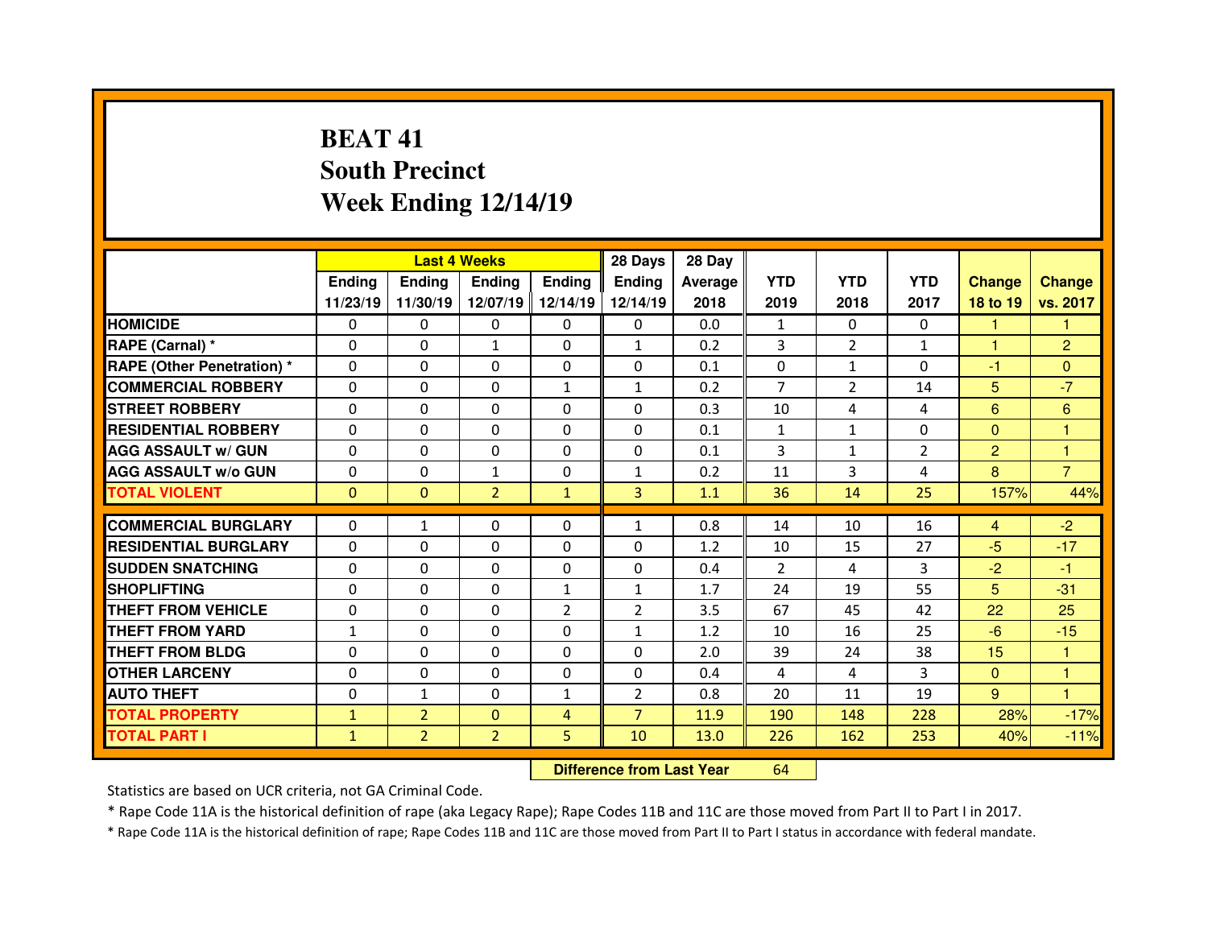# BEAT 41
## South Precinct
## Week Ending 12/14/19

| | Last 4 Weeks | | | | 28 Days | 28 Day | | | | | |
|---|---|---|---|---|---|---|---|---|---|---|---|
| | Ending 11/23/19 | Ending 11/30/19 | Ending 12/07/19 | Ending 12/14/19 | Ending 12/14/19 | Average 2018 | YTD 2019 | YTD 2018 | YTD 2017 | Change 18 to 19 | Change vs. 2017 |
| HOMICIDE | 0 | 0 | 0 | 0 | 0 | 0.0 | 1 | 0 | 0 | 1 | 1 |
| RAPE (Carnal) * | 0 | 0 | 1 | 0 | 1 | 0.2 | 3 | 2 | 1 | 1 | 2 |
| RAPE (Other Penetration) * | 0 | 0 | 0 | 0 | 0 | 0.1 | 0 | 1 | 0 | -1 | 0 |
| COMMERCIAL ROBBERY | 0 | 0 | 0 | 1 | 1 | 0.2 | 7 | 2 | 14 | 5 | -7 |
| STREET ROBBERY | 0 | 0 | 0 | 0 | 0 | 0.3 | 10 | 4 | 4 | 6 | 6 |
| RESIDENTIAL ROBBERY | 0 | 0 | 0 | 0 | 0 | 0.1 | 1 | 1 | 0 | 0 | 1 |
| AGG ASSAULT w/ GUN | 0 | 0 | 0 | 0 | 0 | 0.1 | 3 | 1 | 2 | 2 | 1 |
| AGG ASSAULT w/o GUN | 0 | 0 | 1 | 0 | 1 | 0.2 | 11 | 3 | 4 | 8 | 7 |
| TOTAL VIOLENT | 0 | 0 | 2 | 1 | 3 | 1.1 | 36 | 14 | 25 | 157% | 44% |
| COMMERCIAL BURGLARY | 0 | 1 | 0 | 0 | 1 | 0.8 | 14 | 10 | 16 | 4 | -2 |
| RESIDENTIAL BURGLARY | 0 | 0 | 0 | 0 | 0 | 1.2 | 10 | 15 | 27 | -5 | -17 |
| SUDDEN SNATCHING | 0 | 0 | 0 | 0 | 0 | 0.4 | 2 | 4 | 3 | -2 | -1 |
| SHOPLIFTING | 0 | 0 | 0 | 1 | 1 | 1.7 | 24 | 19 | 55 | 5 | -31 |
| THEFT FROM VEHICLE | 0 | 0 | 0 | 2 | 2 | 3.5 | 67 | 45 | 42 | 22 | 25 |
| THEFT FROM YARD | 1 | 0 | 0 | 0 | 1 | 1.2 | 10 | 16 | 25 | -6 | -15 |
| THEFT FROM BLDG | 0 | 0 | 0 | 0 | 0 | 2.0 | 39 | 24 | 38 | 15 | 1 |
| OTHER LARCENY | 0 | 0 | 0 | 0 | 0 | 0.4 | 4 | 4 | 3 | 0 | 1 |
| AUTO THEFT | 0 | 1 | 0 | 1 | 2 | 0.8 | 20 | 11 | 19 | 9 | 1 |
| TOTAL PROPERTY | 1 | 2 | 0 | 4 | 7 | 11.9 | 190 | 148 | 228 | 28% | -17% |
| TOTAL PART I | 1 | 2 | 2 | 5 | 10 | 13.0 | 226 | 162 | 253 | 40% | -11% |

| Difference from Last Year | 64 |
|---|---|

Statistics are based on UCR criteria, not GA Criminal Code.

* Rape Code 11A is the historical definition of rape (aka Legacy Rape); Rape Codes 11B and 11C are those moved from Part II to Part I in 2017.

* Rape Code 11A is the historical definition of rape; Rape Codes 11B and 11C are those moved from Part II to Part I status in accordance with federal mandate.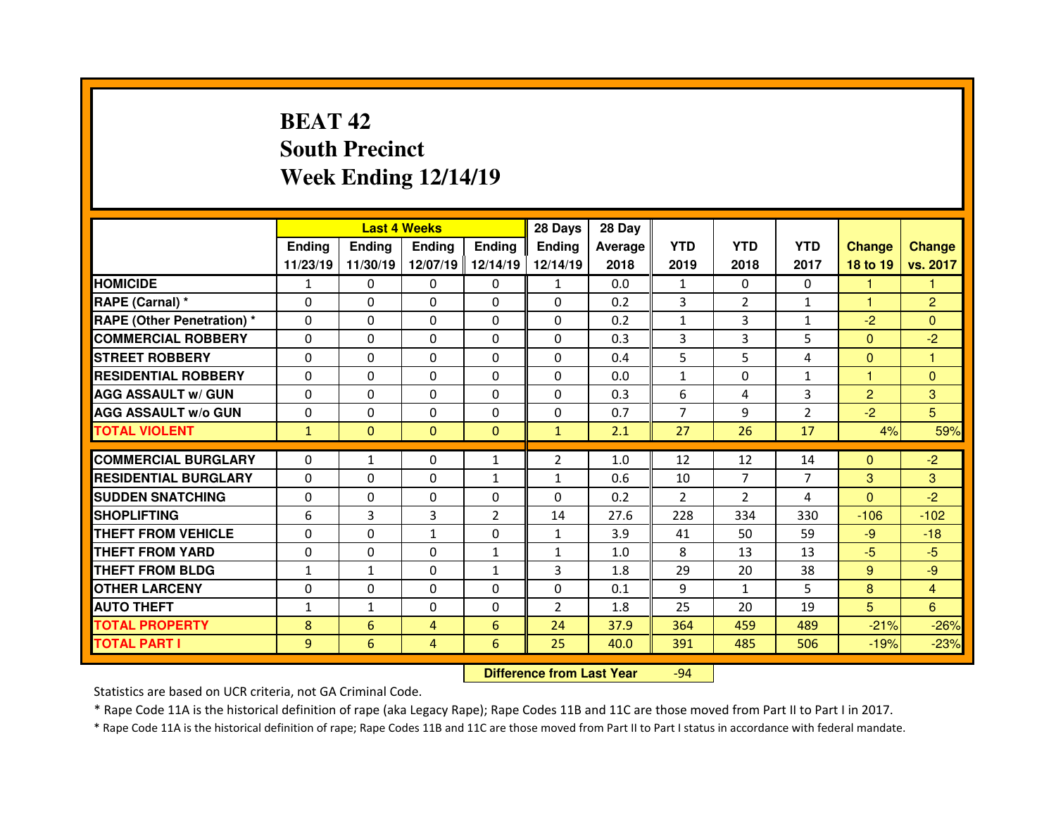# BEAT 42
## South Precinct
## Week Ending 12/14/19

| | Last 4 Weeks | | | | 28 Days | 28 Day | | | | | |
|---|---|---|---|---|---|---|---|---|---|---|---|
| | Ending 11/23/19 | Ending 11/30/19 | Ending 12/07/19 | Ending 12/14/19 | Ending 12/14/19 | Average 2018 | YTD 2019 | YTD 2018 | YTD 2017 | Change 18 to 19 | Change vs. 2017 |
| HOMICIDE | 1 | 0 | 0 | 0 | 1 | 0.0 | 1 | 0 | 0 | 1 | 1 |
| RAPE (Carnal) * | 0 | 0 | 0 | 0 | 0 | 0.2 | 3 | 2 | 1 | 1 | 2 |
| RAPE (Other Penetration) * | 0 | 0 | 0 | 0 | 0 | 0.2 | 1 | 3 | 1 | -2 | 0 |
| COMMERCIAL ROBBERY | 0 | 0 | 0 | 0 | 0 | 0.3 | 3 | 3 | 5 | 0 | -2 |
| STREET ROBBERY | 0 | 0 | 0 | 0 | 0 | 0.4 | 5 | 5 | 4 | 0 | 1 |
| RESIDENTIAL ROBBERY | 0 | 0 | 0 | 0 | 0 | 0.0 | 1 | 0 | 1 | 1 | 0 |
| AGG ASSAULT w/ GUN | 0 | 0 | 0 | 0 | 0 | 0.3 | 6 | 4 | 3 | 2 | 3 |
| AGG ASSAULT w/o GUN | 0 | 0 | 0 | 0 | 0 | 0.7 | 7 | 9 | 2 | -2 | 5 |
| TOTAL VIOLENT | 1 | 0 | 0 | 0 | 1 | 2.1 | 27 | 26 | 17 | 4% | 59% |
| COMMERCIAL BURGLARY | 0 | 1 | 0 | 1 | 2 | 1.0 | 12 | 12 | 14 | 0 | -2 |
| RESIDENTIAL BURGLARY | 0 | 0 | 0 | 1 | 1 | 0.6 | 10 | 7 | 7 | 3 | 3 |
| SUDDEN SNATCHING | 0 | 0 | 0 | 0 | 0 | 0.2 | 2 | 2 | 4 | 0 | -2 |
| SHOPLIFTING | 6 | 3 | 3 | 2 | 14 | 27.6 | 228 | 334 | 330 | -106 | -102 |
| THEFT FROM VEHICLE | 0 | 0 | 1 | 0 | 1 | 3.9 | 41 | 50 | 59 | -9 | -18 |
| THEFT FROM YARD | 0 | 0 | 0 | 1 | 1 | 1.0 | 8 | 13 | 13 | -5 | -5 |
| THEFT FROM BLDG | 1 | 1 | 0 | 1 | 3 | 1.8 | 29 | 20 | 38 | 9 | -9 |
| OTHER LARCENY | 0 | 0 | 0 | 0 | 0 | 0.1 | 9 | 1 | 5 | 8 | 4 |
| AUTO THEFT | 1 | 1 | 0 | 0 | 2 | 1.8 | 25 | 20 | 19 | 5 | 6 |
| TOTAL PROPERTY | 8 | 6 | 4 | 6 | 24 | 37.9 | 364 | 459 | 489 | -21% | -26% |
| TOTAL PART I | 9 | 6 | 4 | 6 | 25 | 40.0 | 391 | 485 | 506 | -19% | -23% |

**Difference from Last Year** -94

Statistics are based on UCR criteria, not GA Criminal Code.

* Rape Code 11A is the historical definition of rape (aka Legacy Rape); Rape Codes 11B and 11C are those moved from Part II to Part I in 2017.

* Rape Code 11A is the historical definition of rape; Rape Codes 11B and 11C are those moved from Part II to Part I status in accordance with federal mandate.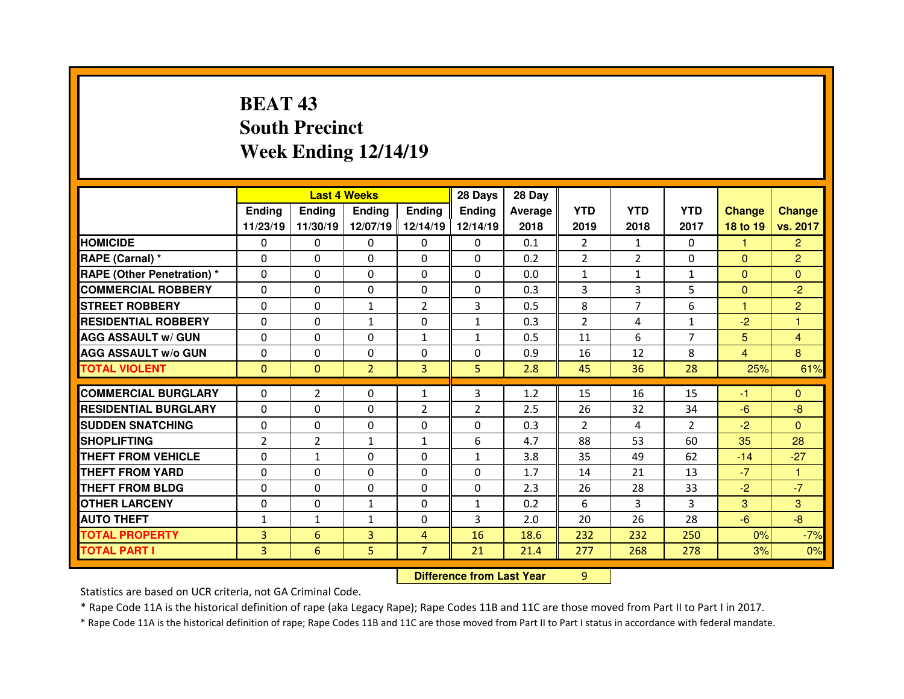# BEAT 43
# South Precinct
# Week Ending 12/14/19

| | Last 4 Weeks | | | | 28 Days | 28 Day | | | | | |
|---|---|---|---|---|---|---|---|---|---|---|---|
| | Ending 11/23/19 | Ending 11/30/19 | Ending 12/07/19 | Ending 12/14/19 | Ending 12/14/19 | Average 2018 | YTD 2019 | YTD 2018 | YTD 2017 | Change 18 to 19 | Change vs. 2017 |
| HOMICIDE | 0 | 0 | 0 | 0 | 0 | 0.1 | 2 | 1 | 0 | 1 | 2 |
| RAPE (Carnal) * | 0 | 0 | 0 | 0 | 0 | 0.2 | 2 | 2 | 0 | 0 | 2 |
| RAPE (Other Penetration) * | 0 | 0 | 0 | 0 | 0 | 0.0 | 1 | 1 | 1 | 0 | 0 |
| COMMERCIAL ROBBERY | 0 | 0 | 0 | 0 | 0 | 0.3 | 3 | 3 | 5 | 0 | -2 |
| STREET ROBBERY | 0 | 0 | 1 | 2 | 3 | 0.5 | 8 | 7 | 6 | 1 | 2 |
| RESIDENTIAL ROBBERY | 0 | 0 | 1 | 0 | 1 | 0.3 | 2 | 4 | 1 | -2 | 1 |
| AGG ASSAULT w/ GUN | 0 | 0 | 0 | 1 | 1 | 0.5 | 11 | 6 | 7 | 5 | 4 |
| AGG ASSAULT w/o GUN | 0 | 0 | 0 | 0 | 0 | 0.9 | 16 | 12 | 8 | 4 | 8 |
| TOTAL VIOLENT | 0 | 0 | 2 | 3 | 5 | 2.8 | 45 | 36 | 28 | 25% | 61% |
| COMMERCIAL BURGLARY | 0 | 2 | 0 | 1 | 3 | 1.2 | 15 | 16 | 15 | -1 | 0 |
| RESIDENTIAL BURGLARY | 0 | 0 | 0 | 2 | 2 | 2.5 | 26 | 32 | 34 | -6 | -8 |
| SUDDEN SNATCHING | 0 | 0 | 0 | 0 | 0 | 0.3 | 2 | 4 | 2 | -2 | 0 |
| SHOPLIFTING | 2 | 2 | 1 | 1 | 6 | 4.7 | 88 | 53 | 60 | 35 | 28 |
| THEFT FROM VEHICLE | 0 | 1 | 0 | 0 | 1 | 3.8 | 35 | 49 | 62 | -14 | -27 |
| THEFT FROM YARD | 0 | 0 | 0 | 0 | 0 | 1.7 | 14 | 21 | 13 | -7 | 1 |
| THEFT FROM BLDG | 0 | 0 | 0 | 0 | 0 | 2.3 | 26 | 28 | 33 | -2 | -7 |
| OTHER LARCENY | 0 | 0 | 1 | 0 | 1 | 0.2 | 6 | 3 | 3 | 3 | 3 |
| AUTO THEFT | 1 | 1 | 1 | 0 | 3 | 2.0 | 20 | 26 | 28 | -6 | -8 |
| TOTAL PROPERTY | 3 | 6 | 3 | 4 | 16 | 18.6 | 232 | 232 | 250 | 0% | -7% |
| TOTAL PART I | 3 | 6 | 5 | 7 | 21 | 21.4 | 277 | 268 | 278 | 3% | 0% |

**Difference from Last Year** 9

Statistics are based on UCR criteria, not GA Criminal Code.

* Rape Code 11A is the historical definition of rape (aka Legacy Rape); Rape Codes 11B and 11C are those moved from Part II to Part I in 2017.

* Rape Code 11A is the historical definition of rape; Rape Codes 11B and 11C are those moved from Part II to Part I status in accordance with federal mandate.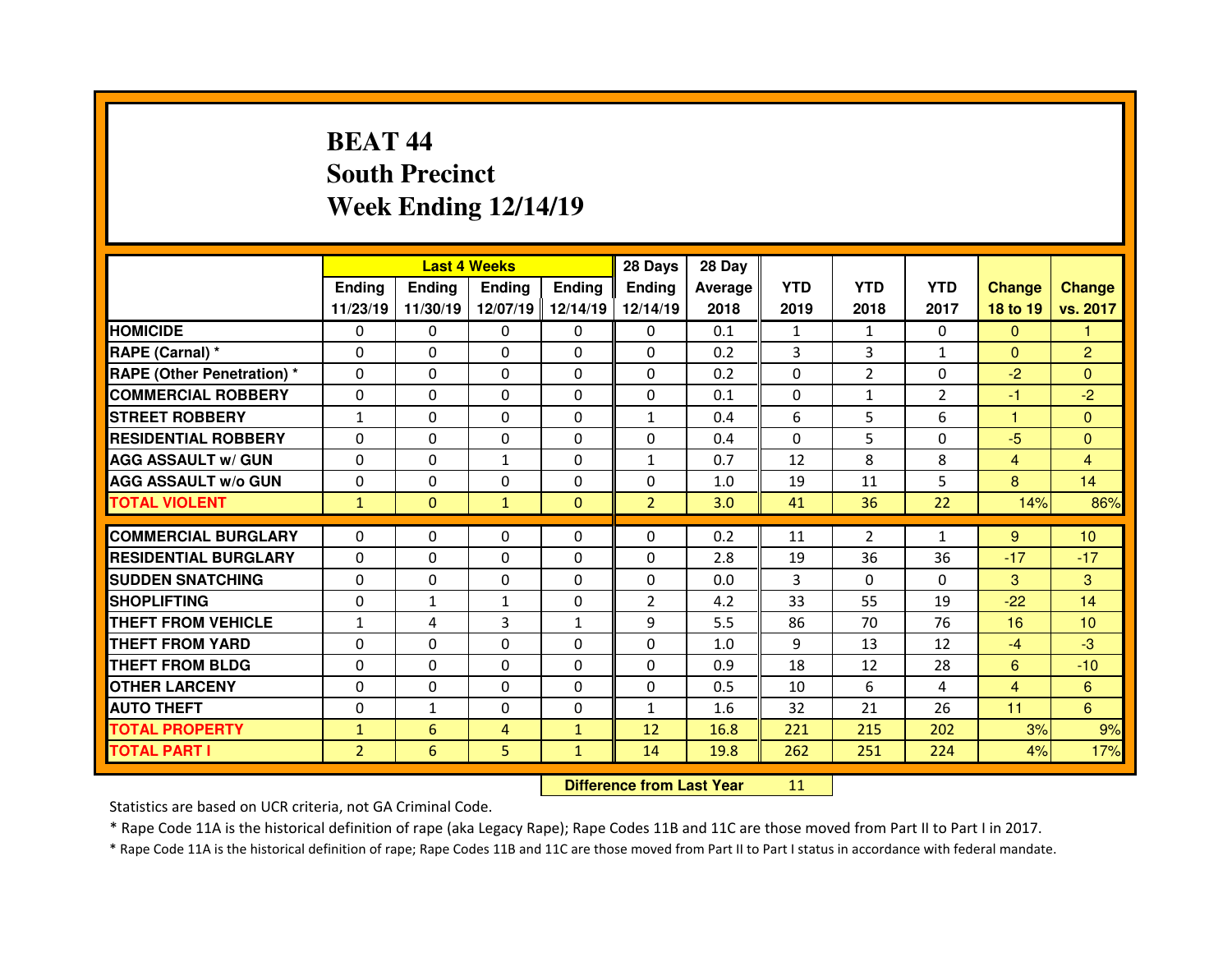# BEAT 44
## South Precinct
## Week Ending 12/14/19

| | Last 4 Weeks | | | | 28 Days | 28 Day | | | | | |
|---|---|---|---|---|---|---|---|---|---|---|---|
| | Ending 11/23/19 | Ending 11/30/19 | Ending 12/07/19 | Ending 12/14/19 | Ending 12/14/19 | Average 2018 | YTD 2019 | YTD 2018 | YTD 2017 | Change 18 to 19 | Change vs. 2017 |
| HOMICIDE | 0 | 0 | 0 | 0 | 0 | 0.1 | 1 | 1 | 0 | 0 | 1 |
| RAPE (Carnal) * | 0 | 0 | 0 | 0 | 0 | 0.2 | 3 | 3 | 1 | 0 | 2 |
| RAPE (Other Penetration) * | 0 | 0 | 0 | 0 | 0 | 0.2 | 0 | 2 | 0 | -2 | 0 |
| COMMERCIAL ROBBERY | 0 | 0 | 0 | 0 | 0 | 0.1 | 0 | 1 | 2 | -1 | -2 |
| STREET ROBBERY | 1 | 0 | 0 | 0 | 1 | 0.4 | 6 | 5 | 6 | 1 | 0 |
| RESIDENTIAL ROBBERY | 0 | 0 | 0 | 0 | 0 | 0.4 | 0 | 5 | 0 | -5 | 0 |
| AGG ASSAULT w/ GUN | 0 | 0 | 1 | 0 | 1 | 0.7 | 12 | 8 | 8 | 4 | 4 |
| AGG ASSAULT w/o GUN | 0 | 0 | 0 | 0 | 0 | 1.0 | 19 | 11 | 5 | 8 | 14 |
| TOTAL VIOLENT | 1 | 0 | 1 | 0 | 2 | 3.0 | 41 | 36 | 22 | 14% | 86% |
| COMMERCIAL BURGLARY | 0 | 0 | 0 | 0 | 0 | 0.2 | 11 | 2 | 1 | 9 | 10 |
| RESIDENTIAL BURGLARY | 0 | 0 | 0 | 0 | 0 | 2.8 | 19 | 36 | 36 | -17 | -17 |
| SUDDEN SNATCHING | 0 | 0 | 0 | 0 | 0 | 0.0 | 3 | 0 | 0 | 3 | 3 |
| SHOPLIFTING | 0 | 1 | 1 | 0 | 2 | 4.2 | 33 | 55 | 19 | -22 | 14 |
| THEFT FROM VEHICLE | 1 | 4 | 3 | 1 | 9 | 5.5 | 86 | 70 | 76 | 16 | 10 |
| THEFT FROM YARD | 0 | 0 | 0 | 0 | 0 | 1.0 | 9 | 13 | 12 | -4 | -3 |
| THEFT FROM BLDG | 0 | 0 | 0 | 0 | 0 | 0.9 | 18 | 12 | 28 | 6 | -10 |
| OTHER LARCENY | 0 | 0 | 0 | 0 | 0 | 0.5 | 10 | 6 | 4 | 4 | 6 |
| AUTO THEFT | 0 | 1 | 0 | 0 | 1 | 1.6 | 32 | 21 | 26 | 11 | 6 |
| TOTAL PROPERTY | 1 | 6 | 4 | 1 | 12 | 16.8 | 221 | 215 | 202 | 3% | 9% |
| TOTAL PART I | 2 | 6 | 5 | 1 | 14 | 19.8 | 262 | 251 | 224 | 4% | 17% |

**Difference from Last Year** 11

Statistics are based on UCR criteria, not GA Criminal Code.

* Rape Code 11A is the historical definition of rape (aka Legacy Rape); Rape Codes 11B and 11C are those moved from Part II to Part I in 2017.

* Rape Code 11A is the historical definition of rape; Rape Codes 11B and 11C are those moved from Part II to Part I status in accordance with federal mandate.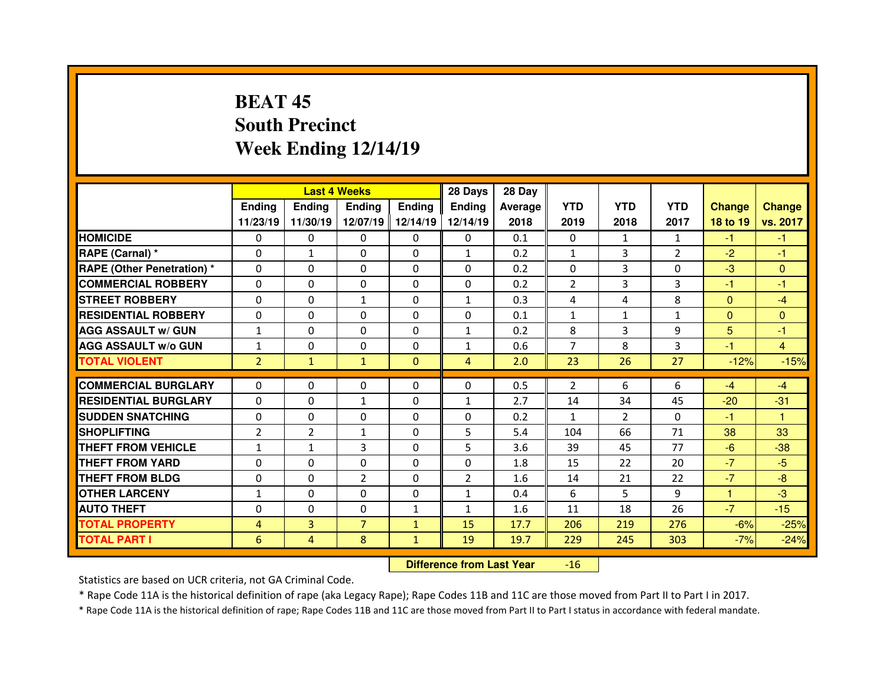# BEAT 45
## South Precinct
## Week Ending 12/14/19

| | Last 4 Weeks | | | | 28 Days | 28 Day | | | | | |
|---|---|---|---|---|---|---|---|---|---|---|---|
| | Ending 11/23/19 | Ending 11/30/19 | Ending 12/07/19 | Ending 12/14/19 | Ending 12/14/19 | Average 2018 | YTD 2019 | YTD 2018 | YTD 2017 | Change 18 to 19 | Change vs. 2017 |
| HOMICIDE | 0 | 0 | 0 | 0 | 0 | 0.1 | 0 | 1 | 1 | -1 | -1 |
| RAPE (Carnal) * | 0 | 1 | 0 | 0 | 1 | 0.2 | 1 | 3 | 2 | -2 | -1 |
| RAPE (Other Penetration) * | 0 | 0 | 0 | 0 | 0 | 0.2 | 0 | 3 | 0 | -3 | 0 |
| COMMERCIAL ROBBERY | 0 | 0 | 0 | 0 | 0 | 0.2 | 2 | 3 | 3 | -1 | -1 |
| STREET ROBBERY | 0 | 0 | 1 | 0 | 1 | 0.3 | 4 | 4 | 8 | 0 | -4 |
| RESIDENTIAL ROBBERY | 0 | 0 | 0 | 0 | 0 | 0.1 | 1 | 1 | 1 | 0 | 0 |
| AGG ASSAULT w/ GUN | 1 | 0 | 0 | 0 | 1 | 0.2 | 8 | 3 | 9 | 5 | -1 |
| AGG ASSAULT w/o GUN | 1 | 0 | 0 | 0 | 1 | 0.6 | 7 | 8 | 3 | -1 | 4 |
| TOTAL VIOLENT | 2 | 1 | 1 | 0 | 4 | 2.0 | 23 | 26 | 27 | -12% | -15% |
| COMMERCIAL BURGLARY | 0 | 0 | 0 | 0 | 0 | 0.5 | 2 | 6 | 6 | -4 | -4 |
| RESIDENTIAL BURGLARY | 0 | 0 | 1 | 0 | 1 | 2.7 | 14 | 34 | 45 | -20 | -31 |
| SUDDEN SNATCHING | 0 | 0 | 0 | 0 | 0 | 0.2 | 1 | 2 | 0 | -1 | 1 |
| SHOPLIFTING | 2 | 2 | 1 | 0 | 5 | 5.4 | 104 | 66 | 71 | 38 | 33 |
| THEFT FROM VEHICLE | 1 | 1 | 3 | 0 | 5 | 3.6 | 39 | 45 | 77 | -6 | -38 |
| THEFT FROM YARD | 0 | 0 | 0 | 0 | 0 | 1.8 | 15 | 22 | 20 | -7 | -5 |
| THEFT FROM BLDG | 0 | 0 | 2 | 0 | 2 | 1.6 | 14 | 21 | 22 | -7 | -8 |
| OTHER LARCENY | 1 | 0 | 0 | 0 | 1 | 0.4 | 6 | 5 | 9 | 1 | -3 |
| AUTO THEFT | 0 | 0 | 0 | 1 | 1 | 1.6 | 11 | 18 | 26 | -7 | -15 |
| TOTAL PROPERTY | 4 | 3 | 7 | 1 | 15 | 17.7 | 206 | 219 | 276 | -6% | -25% |
| TOTAL PART I | 6 | 4 | 8 | 1 | 19 | 19.7 | 229 | 245 | 303 | -7% | -24% |

**Difference from Last Year** -16

Statistics are based on UCR criteria, not GA Criminal Code.

* Rape Code 11A is the historical definition of rape (aka Legacy Rape); Rape Codes 11B and 11C are those moved from Part II to Part I in 2017.

* Rape Code 11A is the historical definition of rape; Rape Codes 11B and 11C are those moved from Part II to Part I status in accordance with federal mandate.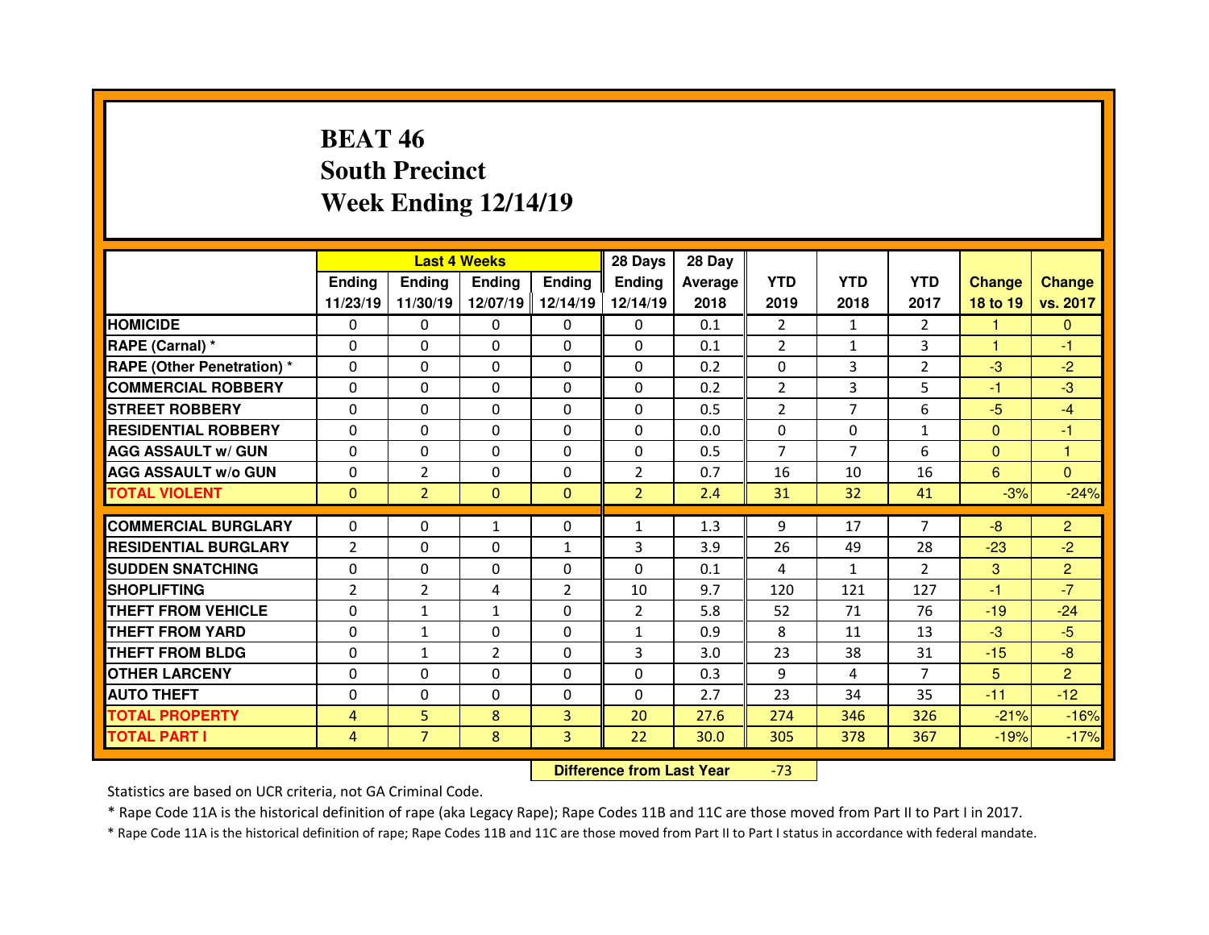# BEAT 46
# South Precinct
# Week Ending 12/14/19

| | Last 4 Weeks | | | | 28 Days | 28 Day | YTD | YTD | YTD | Change | Change |
|---|---|---|---|---|---|---|---|---|---|---|---|
| | Ending 11/23/19 | Ending 11/30/19 | Ending 12/07/19 | Ending 12/14/19 | Ending 12/14/19 | Average 2018 | 2019 | 2018 | 2017 | 18 to 19 | vs. 2017 |
| HOMICIDE | 0 | 0 | 0 | 0 | 0 | 0.1 | 2 | 1 | 2 | 1 | 0 |
| RAPE (Carnal) * | 0 | 0 | 0 | 0 | 0 | 0.1 | 2 | 1 | 3 | 1 | -1 |
| RAPE (Other Penetration) * | 0 | 0 | 0 | 0 | 0 | 0.2 | 0 | 3 | 2 | -3 | -2 |
| COMMERCIAL ROBBERY | 0 | 0 | 0 | 0 | 0 | 0.2 | 2 | 3 | 5 | -1 | -3 |
| STREET ROBBERY | 0 | 0 | 0 | 0 | 0 | 0.5 | 2 | 7 | 6 | -5 | -4 |
| RESIDENTIAL ROBBERY | 0 | 0 | 0 | 0 | 0 | 0.0 | 0 | 0 | 1 | 0 | -1 |
| AGG ASSAULT w/ GUN | 0 | 0 | 0 | 0 | 0 | 0.5 | 7 | 7 | 6 | 0 | 1 |
| AGG ASSAULT w/o GUN | 0 | 2 | 0 | 0 | 2 | 0.7 | 16 | 10 | 16 | 6 | 0 |
| TOTAL VIOLENT | 0 | 2 | 0 | 0 | 2 | 2.4 | 31 | 32 | 41 | -3% | -24% |
| COMMERCIAL BURGLARY | 0 | 0 | 1 | 0 | 1 | 1.3 | 9 | 17 | 7 | -8 | 2 |
| RESIDENTIAL BURGLARY | 2 | 0 | 0 | 1 | 3 | 3.9 | 26 | 49 | 28 | -23 | -2 |
| SUDDEN SNATCHING | 0 | 0 | 0 | 0 | 0 | 0.1 | 4 | 1 | 2 | 3 | 2 |
| SHOPLIFTING | 2 | 2 | 4 | 2 | 10 | 9.7 | 120 | 121 | 127 | -1 | -7 |
| THEFT FROM VEHICLE | 0 | 1 | 1 | 0 | 2 | 5.8 | 52 | 71 | 76 | -19 | -24 |
| THEFT FROM YARD | 0 | 1 | 0 | 0 | 1 | 0.9 | 8 | 11 | 13 | -3 | -5 |
| THEFT FROM BLDG | 0 | 1 | 2 | 0 | 3 | 3.0 | 23 | 38 | 31 | -15 | -8 |
| OTHER LARCENY | 0 | 0 | 0 | 0 | 0 | 0.3 | 9 | 4 | 7 | 5 | 2 |
| AUTO THEFT | 0 | 0 | 0 | 0 | 0 | 2.7 | 23 | 34 | 35 | -11 | -12 |
| TOTAL PROPERTY | 4 | 5 | 8 | 3 | 20 | 27.6 | 274 | 346 | 326 | -21% | -16% |
| TOTAL PART I | 4 | 7 | 8 | 3 | 22 | 30.0 | 305 | 378 | 367 | -19% | -17% |

**Difference from Last Year** -73

Statistics are based on UCR criteria, not GA Criminal Code.

* Rape Code 11A is the historical definition of rape (aka Legacy Rape); Rape Codes 11B and 11C are those moved from Part II to Part I in 2017.

* Rape Code 11A is the historical definition of rape; Rape Codes 11B and 11C are those moved from Part II to Part I status in accordance with federal mandate.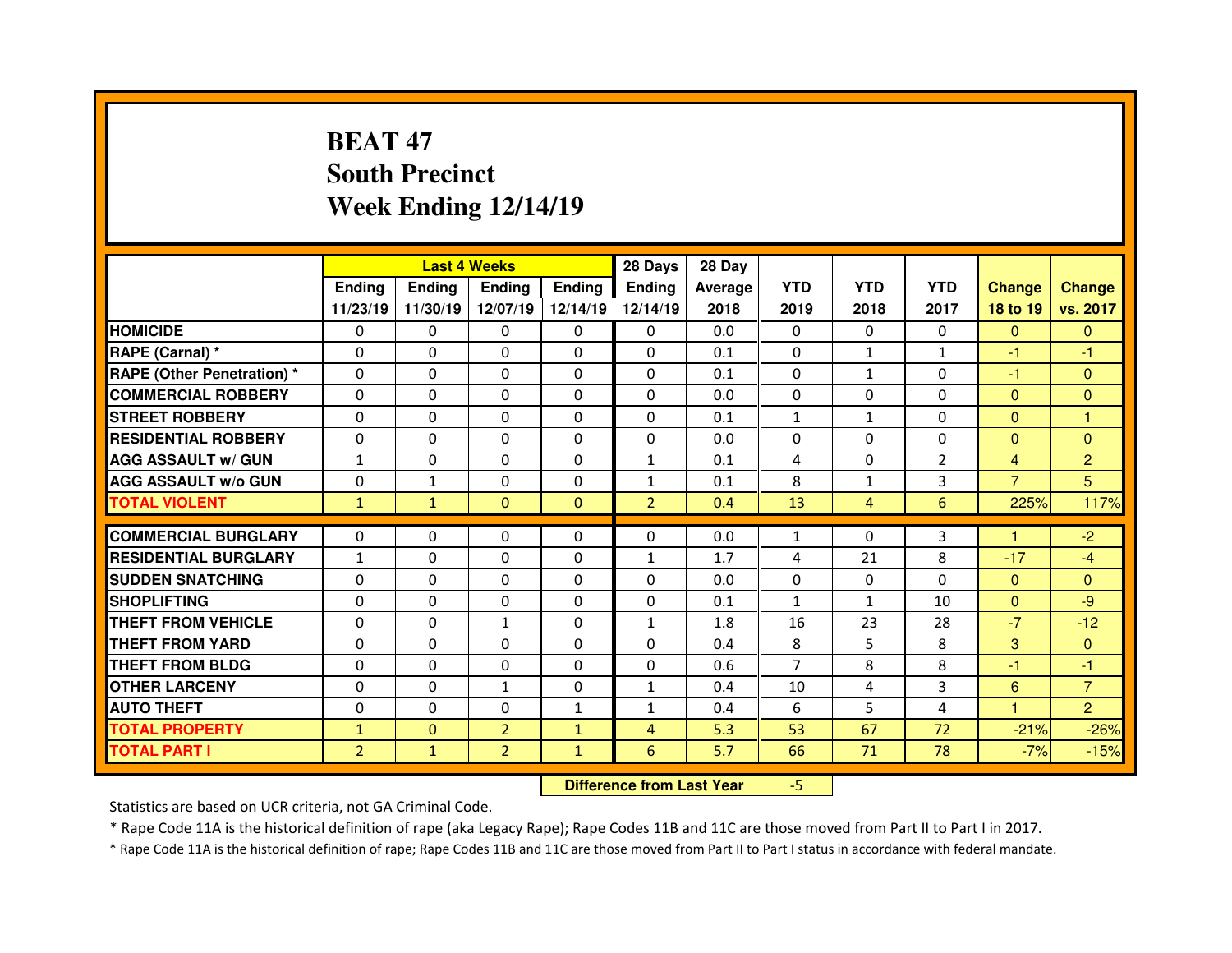# BEAT 47
# South Precinct
# Week Ending 12/14/19

| | Last 4 Weeks | | | | 28 Days | 28 Day | YTD | YTD | YTD | Change | Change |
|---|---|---|---|---|---|---|---|---|---|---|---|
| | Ending 11/23/19 | Ending 11/30/19 | Ending 12/07/19 | Ending 12/14/19 | Ending 12/14/19 | Average 2018 | 2019 | 2018 | 2017 | 18 to 19 | vs. 2017 |
| HOMICIDE | 0 | 0 | 0 | 0 | 0 | 0.0 | 0 | 0 | 0 | 0 | 0 |
| RAPE (Carnal) * | 0 | 0 | 0 | 0 | 0 | 0.1 | 0 | 1 | 1 | -1 | -1 |
| RAPE (Other Penetration) * | 0 | 0 | 0 | 0 | 0 | 0.1 | 0 | 1 | 0 | -1 | 0 |
| COMMERCIAL ROBBERY | 0 | 0 | 0 | 0 | 0 | 0.0 | 0 | 0 | 0 | 0 | 0 |
| STREET ROBBERY | 0 | 0 | 0 | 0 | 0 | 0.1 | 1 | 1 | 0 | 0 | 1 |
| RESIDENTIAL ROBBERY | 0 | 0 | 0 | 0 | 0 | 0.0 | 0 | 0 | 0 | 0 | 0 |
| AGG ASSAULT w/ GUN | 1 | 0 | 0 | 0 | 1 | 0.1 | 4 | 0 | 2 | 4 | 2 |
| AGG ASSAULT w/o GUN | 0 | 1 | 0 | 0 | 1 | 0.1 | 8 | 1 | 3 | 7 | 5 |
| TOTAL VIOLENT | 1 | 1 | 0 | 0 | 2 | 0.4 | 13 | 4 | 6 | 225% | 117% |
| COMMERCIAL BURGLARY | 0 | 0 | 0 | 0 | 0 | 0.0 | 1 | 0 | 3 | 1 | -2 |
| RESIDENTIAL BURGLARY | 1 | 0 | 0 | 0 | 1 | 1.7 | 4 | 21 | 8 | -17 | -4 |
| SUDDEN SNATCHING | 0 | 0 | 0 | 0 | 0 | 0.0 | 0 | 0 | 0 | 0 | 0 |
| SHOPLIFTING | 0 | 0 | 0 | 0 | 0 | 0.1 | 1 | 1 | 10 | 0 | -9 |
| THEFT FROM VEHICLE | 0 | 0 | 1 | 0 | 1 | 1.8 | 16 | 23 | 28 | -7 | -12 |
| THEFT FROM YARD | 0 | 0 | 0 | 0 | 0 | 0.4 | 8 | 5 | 8 | 3 | 0 |
| THEFT FROM BLDG | 0 | 0 | 0 | 0 | 0 | 0.6 | 7 | 8 | 8 | -1 | -1 |
| OTHER LARCENY | 0 | 0 | 1 | 0 | 1 | 0.4 | 10 | 4 | 3 | 6 | 7 |
| AUTO THEFT | 0 | 0 | 0 | 1 | 1 | 0.4 | 6 | 5 | 4 | 1 | 2 |
| TOTAL PROPERTY | 1 | 0 | 2 | 1 | 4 | 5.3 | 53 | 67 | 72 | -21% | -26% |
| TOTAL PART I | 2 | 1 | 2 | 1 | 6 | 5.7 | 66 | 71 | 78 | -7% | -15% |

| Difference from Last Year | -5 |
|---|---|

Statistics are based on UCR criteria, not GA Criminal Code.

* Rape Code 11A is the historical definition of rape (aka Legacy Rape); Rape Codes 11B and 11C are those moved from Part II to Part I in 2017.

* Rape Code 11A is the historical definition of rape; Rape Codes 11B and 11C are those moved from Part II to Part I status in accordance with federal mandate.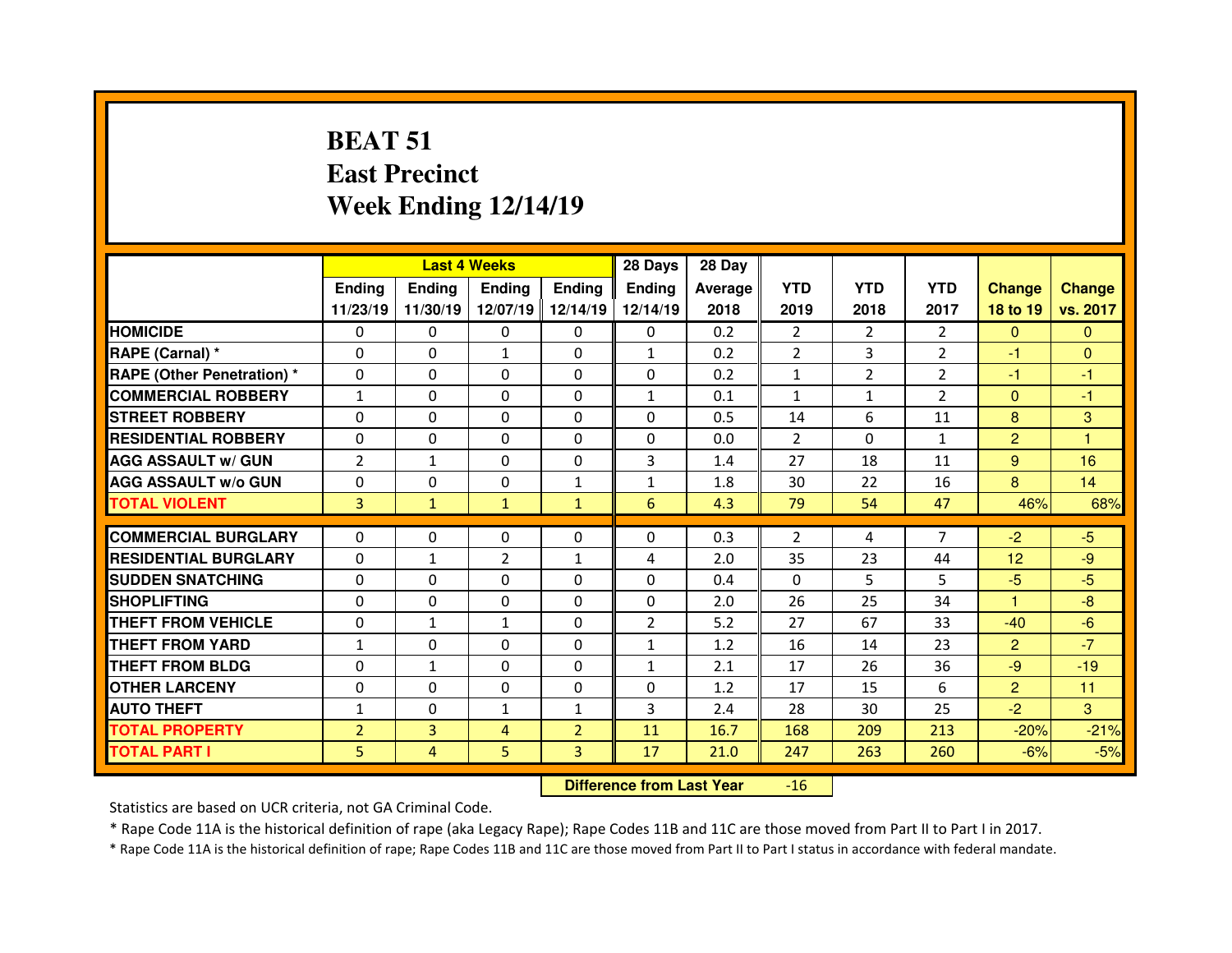# BEAT 51
# East Precinct
# Week Ending 12/14/19

| | Last 4 Weeks | | | | 28 Days | 28 Day | | | | | |
|---|---|---|---|---|---|---|---|---|---|---|---|
| | Ending 11/23/19 | Ending 11/30/19 | Ending 12/07/19 | Ending 12/14/19 | Ending 12/14/19 | Average 2018 | YTD 2019 | YTD 2018 | YTD 2017 | Change 18 to 19 | Change vs. 2017 |
| HOMICIDE | 0 | 0 | 0 | 0 | 0 | 0.2 | 2 | 2 | 2 | 0 | 0 |
| RAPE (Carnal) * | 0 | 0 | 1 | 0 | 1 | 0.2 | 2 | 3 | 2 | -1 | 0 |
| RAPE (Other Penetration) * | 0 | 0 | 0 | 0 | 0 | 0.2 | 1 | 2 | 2 | -1 | -1 |
| COMMERCIAL ROBBERY | 1 | 0 | 0 | 0 | 1 | 0.1 | 1 | 1 | 2 | 0 | -1 |
| STREET ROBBERY | 0 | 0 | 0 | 0 | 0 | 0.5 | 14 | 6 | 11 | 8 | 3 |
| RESIDENTIAL ROBBERY | 0 | 0 | 0 | 0 | 0 | 0.0 | 2 | 0 | 1 | 2 | 1 |
| AGG ASSAULT w/ GUN | 2 | 1 | 0 | 0 | 3 | 1.4 | 27 | 18 | 11 | 9 | 16 |
| AGG ASSAULT w/o GUN | 0 | 0 | 0 | 1 | 1 | 1.8 | 30 | 22 | 16 | 8 | 14 |
| TOTAL VIOLENT | 3 | 1 | 1 | 1 | 6 | 4.3 | 79 | 54 | 47 | 46% | 68% |
| COMMERCIAL BURGLARY | 0 | 0 | 0 | 0 | 0 | 0.3 | 2 | 4 | 7 | -2 | -5 |
| RESIDENTIAL BURGLARY | 0 | 1 | 2 | 1 | 4 | 2.0 | 35 | 23 | 44 | 12 | -9 |
| SUDDEN SNATCHING | 0 | 0 | 0 | 0 | 0 | 0.4 | 0 | 5 | 5 | -5 | -5 |
| SHOPLIFTING | 0 | 0 | 0 | 0 | 0 | 2.0 | 26 | 25 | 34 | 1 | -8 |
| THEFT FROM VEHICLE | 0 | 1 | 1 | 0 | 2 | 5.2 | 27 | 67 | 33 | -40 | -6 |
| THEFT FROM YARD | 1 | 0 | 0 | 0 | 1 | 1.2 | 16 | 14 | 23 | 2 | -7 |
| THEFT FROM BLDG | 0 | 1 | 0 | 0 | 1 | 2.1 | 17 | 26 | 36 | -9 | -19 |
| OTHER LARCENY | 0 | 0 | 0 | 0 | 0 | 1.2 | 17 | 15 | 6 | 2 | 11 |
| AUTO THEFT | 1 | 0 | 1 | 1 | 3 | 2.4 | 28 | 30 | 25 | -2 | 3 |
| TOTAL PROPERTY | 2 | 3 | 4 | 2 | 11 | 16.7 | 168 | 209 | 213 | -20% | -21% |
| TOTAL PART I | 5 | 4 | 5 | 3 | 17 | 21.0 | 247 | 263 | 260 | -6% | -5% |

**Difference from Last Year** -16

Statistics are based on UCR criteria, not GA Criminal Code.

* Rape Code 11A is the historical definition of rape (aka Legacy Rape); Rape Codes 11B and 11C are those moved from Part II to Part I in 2017.

* Rape Code 11A is the historical definition of rape; Rape Codes 11B and 11C are those moved from Part II to Part I status in accordance with federal mandate.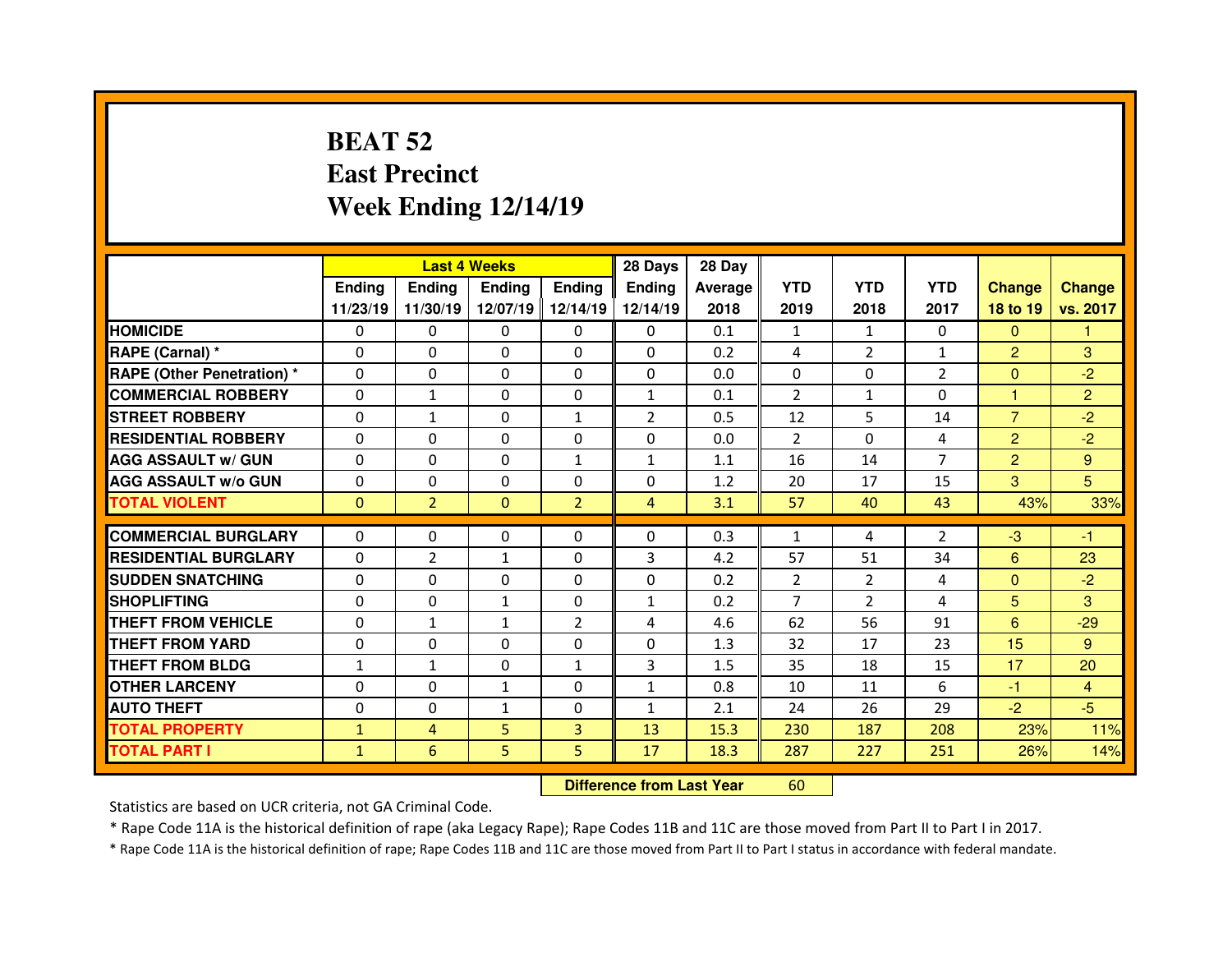# BEAT 52
# East Precinct
# Week Ending 12/14/19

| | Last 4 Weeks | | | | 28 Days | 28 Day | | | | | |
|---|---|---|---|---|---|---|---|---|---|---|---|
| | Ending 11/23/19 | Ending 11/30/19 | Ending 12/07/19 | Ending 12/14/19 | Ending 12/14/19 | Average 2018 | YTD 2019 | YTD 2018 | YTD 2017 | Change 18 to 19 | Change vs. 2017 |
| HOMICIDE | 0 | 0 | 0 | 0 | 0 | 0.1 | 1 | 1 | 0 | 0 | 1 |
| RAPE (Carnal) * | 0 | 0 | 0 | 0 | 0 | 0.2 | 4 | 2 | 1 | 2 | 3 |
| RAPE (Other Penetration) * | 0 | 0 | 0 | 0 | 0 | 0.0 | 0 | 0 | 2 | 0 | -2 |
| COMMERCIAL ROBBERY | 0 | 1 | 0 | 0 | 1 | 0.1 | 2 | 1 | 0 | 1 | 2 |
| STREET ROBBERY | 0 | 1 | 0 | 1 | 2 | 0.5 | 12 | 5 | 14 | 7 | -2 |
| RESIDENTIAL ROBBERY | 0 | 0 | 0 | 0 | 0 | 0.0 | 2 | 0 | 4 | 2 | -2 |
| AGG ASSAULT w/ GUN | 0 | 0 | 0 | 1 | 1 | 1.1 | 16 | 14 | 7 | 2 | 9 |
| AGG ASSAULT w/o GUN | 0 | 0 | 0 | 0 | 0 | 1.2 | 20 | 17 | 15 | 3 | 5 |
| TOTAL VIOLENT | 0 | 2 | 0 | 2 | 4 | 3.1 | 57 | 40 | 43 | 43% | 33% |
| COMMERCIAL BURGLARY | 0 | 0 | 0 | 0 | 0 | 0.3 | 1 | 4 | 2 | -3 | -1 |
| RESIDENTIAL BURGLARY | 0 | 2 | 1 | 0 | 3 | 4.2 | 57 | 51 | 34 | 6 | 23 |
| SUDDEN SNATCHING | 0 | 0 | 0 | 0 | 0 | 0.2 | 2 | 2 | 4 | 0 | -2 |
| SHOPLIFTING | 0 | 0 | 1 | 0 | 1 | 0.2 | 7 | 2 | 4 | 5 | 3 |
| THEFT FROM VEHICLE | 0 | 1 | 1 | 2 | 4 | 4.6 | 62 | 56 | 91 | 6 | -29 |
| THEFT FROM YARD | 0 | 0 | 0 | 0 | 0 | 1.3 | 32 | 17 | 23 | 15 | 9 |
| THEFT FROM BLDG | 1 | 1 | 0 | 1 | 3 | 1.5 | 35 | 18 | 15 | 17 | 20 |
| OTHER LARCENY | 0 | 0 | 1 | 0 | 1 | 0.8 | 10 | 11 | 6 | -1 | 4 |
| AUTO THEFT | 0 | 0 | 1 | 0 | 1 | 2.1 | 24 | 26 | 29 | -2 | -5 |
| TOTAL PROPERTY | 1 | 4 | 5 | 3 | 13 | 15.3 | 230 | 187 | 208 | 23% | 11% |
| TOTAL PART I | 1 | 6 | 5 | 5 | 17 | 18.3 | 287 | 227 | 251 | 26% | 14% |

**Difference from Last Year** 60

Statistics are based on UCR criteria, not GA Criminal Code.

* Rape Code 11A is the historical definition of rape (aka Legacy Rape); Rape Codes 11B and 11C are those moved from Part II to Part I in 2017.

* Rape Code 11A is the historical definition of rape; Rape Codes 11B and 11C are those moved from Part II to Part I status in accordance with federal mandate.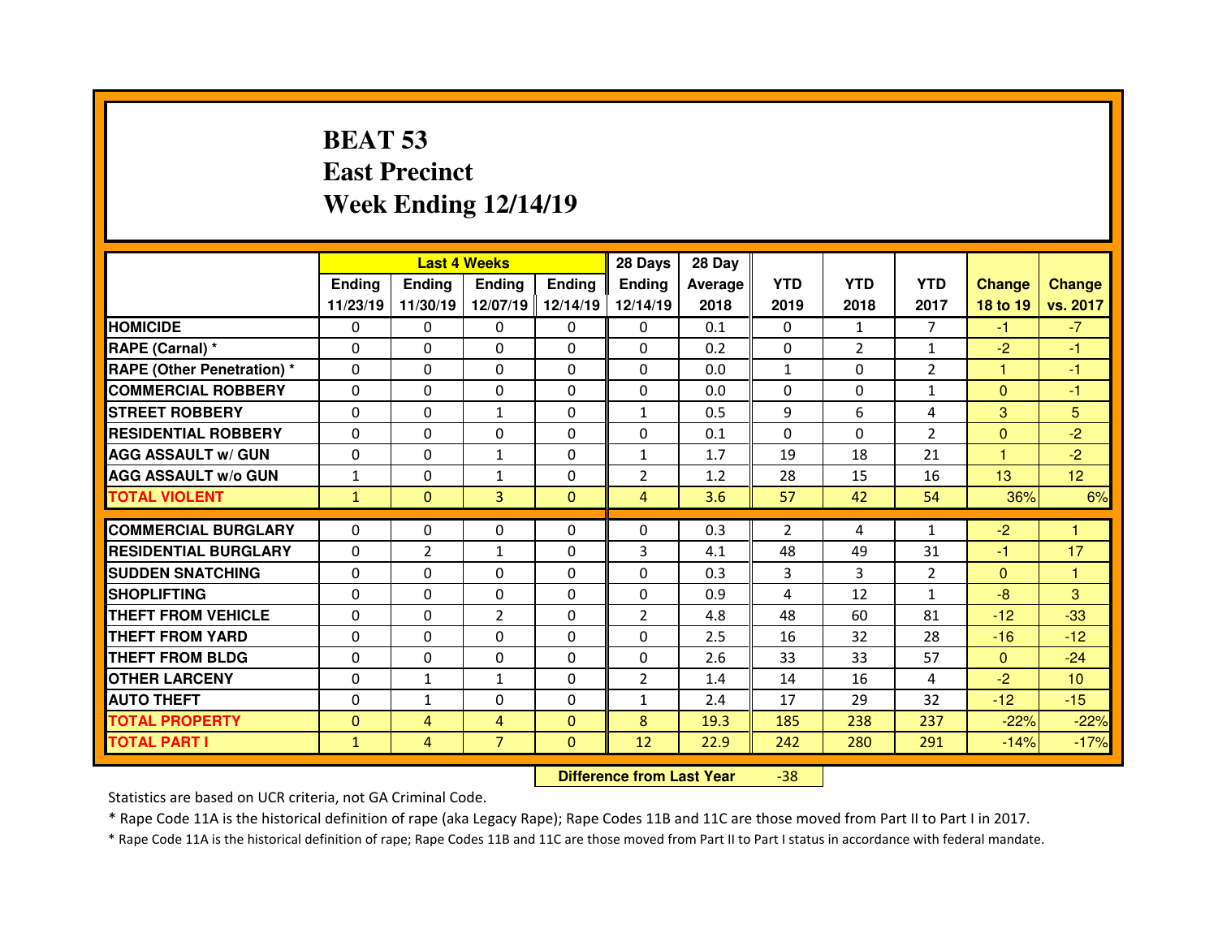# BEAT 53
## East Precinct
## Week Ending 12/14/19

| | Last 4 Weeks | | | | 28 Days | 28 Day | | | | | |
|---|---|---|---|---|---|---|---|---|---|---|---|
| | Ending 11/23/19 | Ending 11/30/19 | Ending 12/07/19 | Ending 12/14/19 | Ending 12/14/19 | Average 2018 | YTD 2019 | YTD 2018 | YTD 2017 | Change 18 to 19 | Change vs. 2017 |
| **HOMICIDE** | 0 | 0 | 0 | 0 | 0 | 0.1 | 0 | 1 | 7 | -1 | -7 |
| **RAPE (Carnal) *** | 0 | 0 | 0 | 0 | 0 | 0.2 | 0 | 2 | 1 | -2 | -1 |
| **RAPE (Other Penetration) *** | 0 | 0 | 0 | 0 | 0 | 0.0 | 1 | 0 | 2 | 1 | -1 |
| **COMMERCIAL ROBBERY** | 0 | 0 | 0 | 0 | 0 | 0.0 | 0 | 0 | 1 | 0 | -1 |
| **STREET ROBBERY** | 0 | 0 | 1 | 0 | 1 | 0.5 | 9 | 6 | 4 | 3 | 5 |
| **RESIDENTIAL ROBBERY** | 0 | 0 | 0 | 0 | 0 | 0.1 | 0 | 0 | 2 | 0 | -2 |
| **AGG ASSAULT w/ GUN** | 0 | 0 | 1 | 0 | 1 | 1.7 | 19 | 18 | 21 | 1 | -2 |
| **AGG ASSAULT w/o GUN** | 1 | 0 | 1 | 0 | 2 | 1.2 | 28 | 15 | 16 | 13 | 12 |
| **TOTAL VIOLENT** | 1 | 0 | 3 | 0 | 4 | 3.6 | 57 | 42 | 54 | 36% | 6% |
| **COMMERCIAL BURGLARY** | 0 | 0 | 0 | 0 | 0 | 0.3 | 2 | 4 | 1 | -2 | 1 |
| **RESIDENTIAL BURGLARY** | 0 | 2 | 1 | 0 | 3 | 4.1 | 48 | 49 | 31 | -1 | 17 |
| **SUDDEN SNATCHING** | 0 | 0 | 0 | 0 | 0 | 0.3 | 3 | 3 | 2 | 0 | 1 |
| **SHOPLIFTING** | 0 | 0 | 0 | 0 | 0 | 0.9 | 4 | 12 | 1 | -8 | 3 |
| **THEFT FROM VEHICLE** | 0 | 0 | 2 | 0 | 2 | 4.8 | 48 | 60 | 81 | -12 | -33 |
| **THEFT FROM YARD** | 0 | 0 | 0 | 0 | 0 | 2.5 | 16 | 32 | 28 | -16 | -12 |
| **THEFT FROM BLDG** | 0 | 0 | 0 | 0 | 0 | 2.6 | 33 | 33 | 57 | 0 | -24 |
| **OTHER LARCENY** | 0 | 1 | 1 | 0 | 2 | 1.4 | 14 | 16 | 4 | -2 | 10 |
| **AUTO THEFT** | 0 | 1 | 0 | 0 | 1 | 2.4 | 17 | 29 | 32 | -12 | -15 |
| **TOTAL PROPERTY** | 0 | 4 | 4 | 0 | 8 | 19.3 | 185 | 238 | 237 | -22% | -22% |
| **TOTAL PART I** | 1 | 4 | 7 | 0 | 12 | 22.9 | 242 | 280 | 291 | -14% | -17% |

**Difference from Last Year** -38

Statistics are based on UCR criteria, not GA Criminal Code.

* Rape Code 11A is the historical definition of rape (aka Legacy Rape); Rape Codes 11B and 11C are those moved from Part II to Part I in 2017.

* Rape Code 11A is the historical definition of rape; Rape Codes 11B and 11C are those moved from Part II to Part I status in accordance with federal mandate.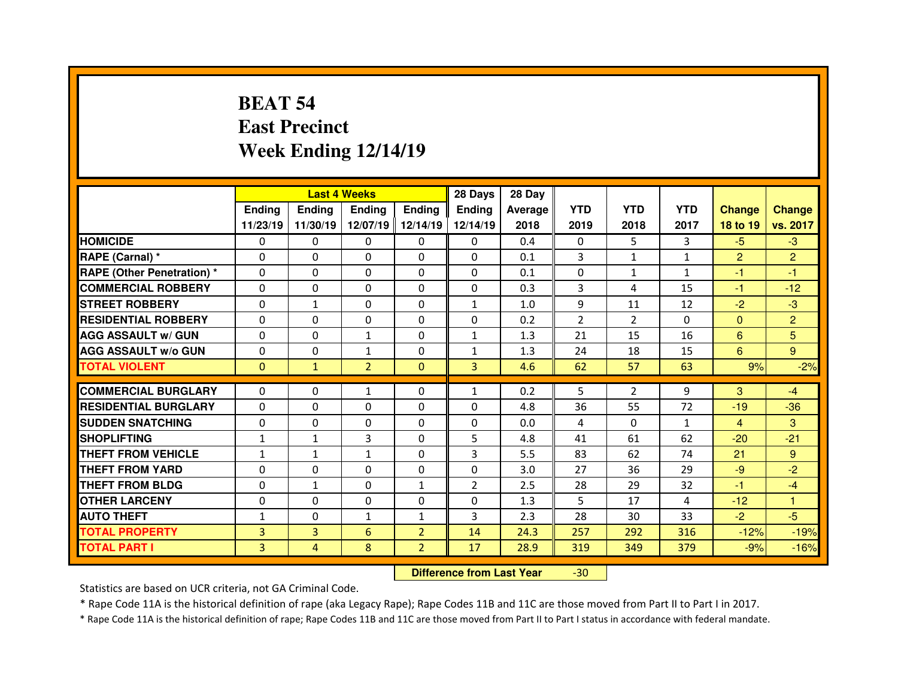# BEAT 54
# East Precinct
# Week Ending 12/14/19

| | Last 4 Weeks | | | | 28 Days | 28 Day | | | | | |
|---|---|---|---|---|---|---|---|---|---|---|---|
| | Ending 11/23/19 | Ending 11/30/19 | Ending 12/07/19 | Ending 12/14/19 | Ending 12/14/19 | Average 2018 | YTD 2019 | YTD 2018 | YTD 2017 | Change 18 to 19 | Change vs. 2017 |
| HOMICIDE | 0 | 0 | 0 | 0 | 0 | 0.4 | 0 | 5 | 3 | -5 | -3 |
| RAPE (Carnal) * | 0 | 0 | 0 | 0 | 0 | 0.1 | 3 | 1 | 1 | 2 | 2 |
| RAPE (Other Penetration) * | 0 | 0 | 0 | 0 | 0 | 0.1 | 0 | 1 | 1 | -1 | -1 |
| COMMERCIAL ROBBERY | 0 | 0 | 0 | 0 | 0 | 0.3 | 3 | 4 | 15 | -1 | -12 |
| STREET ROBBERY | 0 | 1 | 0 | 0 | 1 | 1.0 | 9 | 11 | 12 | -2 | -3 |
| RESIDENTIAL ROBBERY | 0 | 0 | 0 | 0 | 0 | 0.2 | 2 | 2 | 0 | 0 | 2 |
| AGG ASSAULT w/ GUN | 0 | 0 | 1 | 0 | 1 | 1.3 | 21 | 15 | 16 | 6 | 5 |
| AGG ASSAULT w/o GUN | 0 | 0 | 1 | 0 | 1 | 1.3 | 24 | 18 | 15 | 6 | 9 |
| TOTAL VIOLENT | 0 | 1 | 2 | 0 | 3 | 4.6 | 62 | 57 | 63 | 9% | -2% |
| COMMERCIAL BURGLARY | 0 | 0 | 1 | 0 | 1 | 0.2 | 5 | 2 | 9 | 3 | -4 |
| RESIDENTIAL BURGLARY | 0 | 0 | 0 | 0 | 0 | 4.8 | 36 | 55 | 72 | -19 | -36 |
| SUDDEN SNATCHING | 0 | 0 | 0 | 0 | 0 | 0.0 | 4 | 0 | 1 | 4 | 3 |
| SHOPLIFTING | 1 | 1 | 3 | 0 | 5 | 4.8 | 41 | 61 | 62 | -20 | -21 |
| THEFT FROM VEHICLE | 1 | 1 | 1 | 0 | 3 | 5.5 | 83 | 62 | 74 | 21 | 9 |
| THEFT FROM YARD | 0 | 0 | 0 | 0 | 0 | 3.0 | 27 | 36 | 29 | -9 | -2 |
| THEFT FROM BLDG | 0 | 1 | 0 | 1 | 2 | 2.5 | 28 | 29 | 32 | -1 | -4 |
| OTHER LARCENY | 0 | 0 | 0 | 0 | 0 | 1.3 | 5 | 17 | 4 | -12 | 1 |
| AUTO THEFT | 1 | 0 | 1 | 1 | 3 | 2.3 | 28 | 30 | 33 | -2 | -5 |
| TOTAL PROPERTY | 3 | 3 | 6 | 2 | 14 | 24.3 | 257 | 292 | 316 | -12% | -19% |
| TOTAL PART I | 3 | 4 | 8 | 2 | 17 | 28.9 | 319 | 349 | 379 | -9% | -16% |

| Difference from Last Year | -30 |
|---|---|

Statistics are based on UCR criteria, not GA Criminal Code.

* Rape Code 11A is the historical definition of rape (aka Legacy Rape); Rape Codes 11B and 11C are those moved from Part II to Part I in 2017.

* Rape Code 11A is the historical definition of rape; Rape Codes 11B and 11C are those moved from Part II to Part I status in accordance with federal mandate.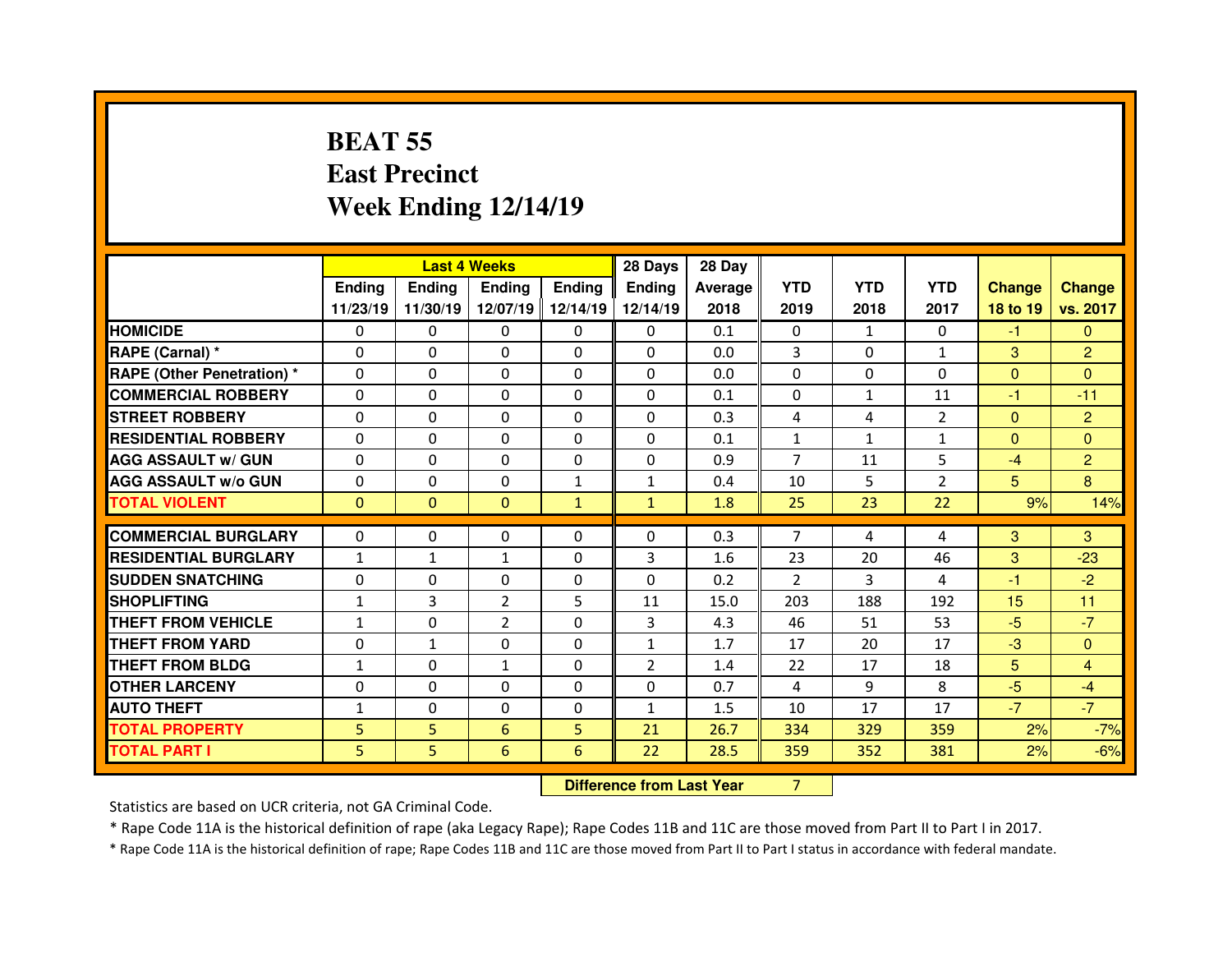# BEAT 55
# East Precinct
# Week Ending 12/14/19

| | Last 4 Weeks | | | | 28 Days | 28 Day | | | | | |
|---|---|---|---|---|---|---|---|---|---|---|---|
| | Ending 11/23/19 | Ending 11/30/19 | Ending 12/07/19 | Ending 12/14/19 | Ending 12/14/19 | Average 2018 | YTD 2019 | YTD 2018 | YTD 2017 | Change 18 to 19 | Change vs. 2017 |
| HOMICIDE | 0 | 0 | 0 | 0 | 0 | 0.1 | 0 | 1 | 0 | -1 | 0 |
| RAPE (Carnal) * | 0 | 0 | 0 | 0 | 0 | 0.0 | 3 | 0 | 1 | 3 | 2 |
| RAPE (Other Penetration) * | 0 | 0 | 0 | 0 | 0 | 0.0 | 0 | 0 | 0 | 0 | 0 |
| COMMERCIAL ROBBERY | 0 | 0 | 0 | 0 | 0 | 0.1 | 0 | 1 | 11 | -1 | -11 |
| STREET ROBBERY | 0 | 0 | 0 | 0 | 0 | 0.3 | 4 | 4 | 2 | 0 | 2 |
| RESIDENTIAL ROBBERY | 0 | 0 | 0 | 0 | 0 | 0.1 | 1 | 1 | 1 | 0 | 0 |
| AGG ASSAULT w/ GUN | 0 | 0 | 0 | 0 | 0 | 0.9 | 7 | 11 | 5 | -4 | 2 |
| AGG ASSAULT w/o GUN | 0 | 0 | 0 | 1 | 1 | 0.4 | 10 | 5 | 2 | 5 | 8 |
| TOTAL VIOLENT | 0 | 0 | 0 | 1 | 1 | 1.8 | 25 | 23 | 22 | 9% | 14% |
| COMMERCIAL BURGLARY | 0 | 0 | 0 | 0 | 0 | 0.3 | 7 | 4 | 4 | 3 | 3 |
| RESIDENTIAL BURGLARY | 1 | 1 | 1 | 0 | 3 | 1.6 | 23 | 20 | 46 | 3 | -23 |
| SUDDEN SNATCHING | 0 | 0 | 0 | 0 | 0 | 0.2 | 2 | 3 | 4 | -1 | -2 |
| SHOPLIFTING | 1 | 3 | 2 | 5 | 11 | 15.0 | 203 | 188 | 192 | 15 | 11 |
| THEFT FROM VEHICLE | 1 | 0 | 2 | 0 | 3 | 4.3 | 46 | 51 | 53 | -5 | -7 |
| THEFT FROM YARD | 0 | 1 | 0 | 0 | 1 | 1.7 | 17 | 20 | 17 | -3 | 0 |
| THEFT FROM BLDG | 1 | 0 | 1 | 0 | 2 | 1.4 | 22 | 17 | 18 | 5 | 4 |
| OTHER LARCENY | 0 | 0 | 0 | 0 | 0 | 0.7 | 4 | 9 | 8 | -5 | -4 |
| AUTO THEFT | 1 | 0 | 0 | 0 | 1 | 1.5 | 10 | 17 | 17 | -7 | -7 |
| TOTAL PROPERTY | 5 | 5 | 6 | 5 | 21 | 26.7 | 334 | 329 | 359 | 2% | -7% |
| TOTAL PART I | 5 | 5 | 6 | 6 | 22 | 28.5 | 359 | 352 | 381 | 2% | -6% |

| Difference from Last Year | 7 |
|---|---|

Statistics are based on UCR criteria, not GA Criminal Code.

* Rape Code 11A is the historical definition of rape (aka Legacy Rape); Rape Codes 11B and 11C are those moved from Part II to Part I in 2017.

* Rape Code 11A is the historical definition of rape; Rape Codes 11B and 11C are those moved from Part II to Part I status in accordance with federal mandate.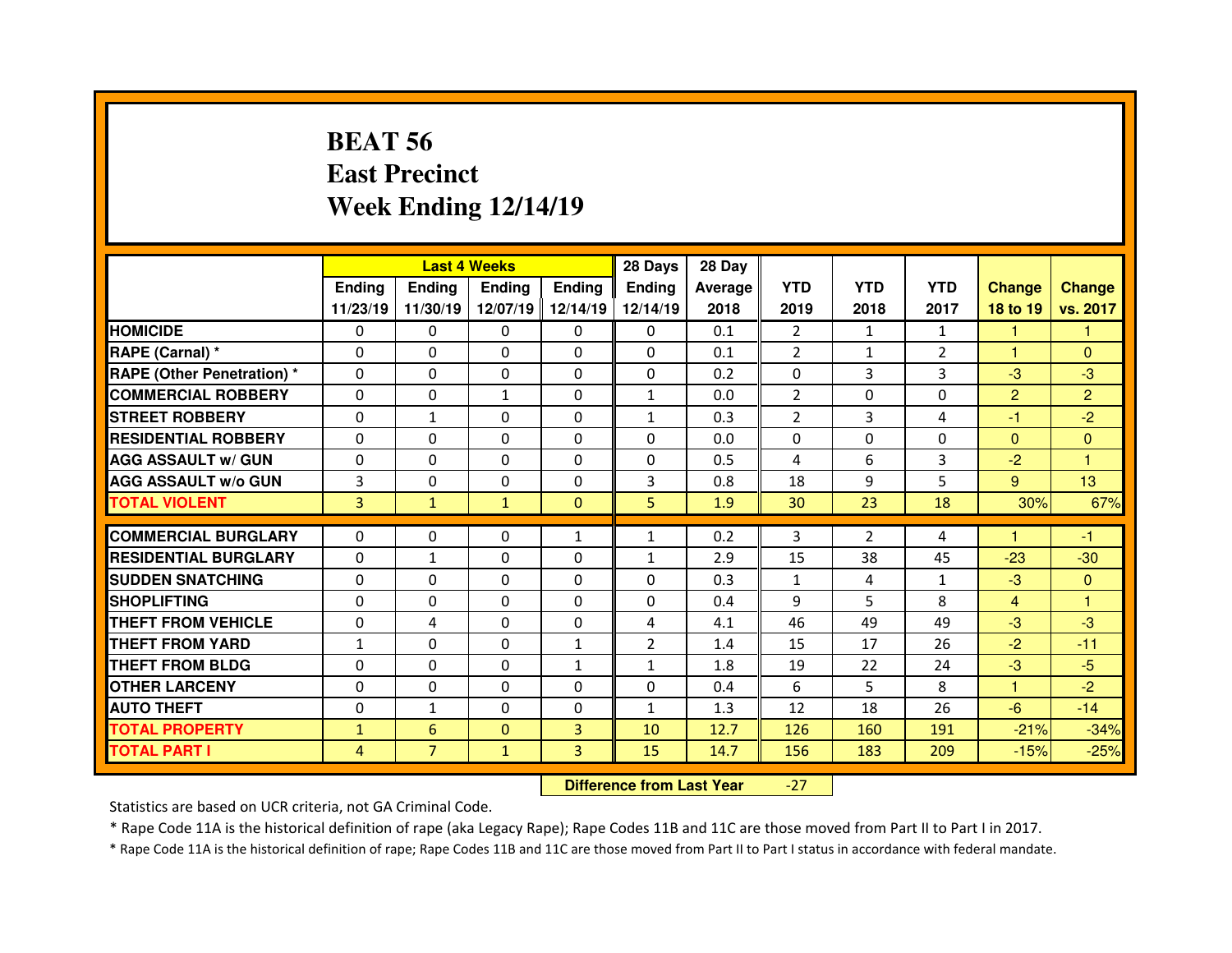# BEAT 56
# East Precinct
# Week Ending 12/14/19

| | Last 4 Weeks | | | | 28 Days | 28 Day | | | | | |
|---|---|---|---|---|---|---|---|---|---|---|---|
| | Ending 11/23/19 | Ending 11/30/19 | Ending 12/07/19 | Ending 12/14/19 | Ending 12/14/19 | Average 2018 | YTD 2019 | YTD 2018 | YTD 2017 | Change 18 to 19 | Change vs. 2017 |
| HOMICIDE | 0 | 0 | 0 | 0 | 0 | 0.1 | 2 | 1 | 1 | 1 | 1 |
| RAPE (Carnal) * | 0 | 0 | 0 | 0 | 0 | 0.1 | 2 | 1 | 2 | 1 | 0 |
| RAPE (Other Penetration) * | 0 | 0 | 0 | 0 | 0 | 0.2 | 0 | 3 | 3 | -3 | -3 |
| COMMERCIAL ROBBERY | 0 | 0 | 1 | 0 | 1 | 0.0 | 2 | 0 | 0 | 2 | 2 |
| STREET ROBBERY | 0 | 1 | 0 | 0 | 1 | 0.3 | 2 | 3 | 4 | -1 | -2 |
| RESIDENTIAL ROBBERY | 0 | 0 | 0 | 0 | 0 | 0.0 | 0 | 0 | 0 | 0 | 0 |
| AGG ASSAULT w/ GUN | 0 | 0 | 0 | 0 | 0 | 0.5 | 4 | 6 | 3 | -2 | 1 |
| AGG ASSAULT w/o GUN | 3 | 0 | 0 | 0 | 3 | 0.8 | 18 | 9 | 5 | 9 | 13 |
| TOTAL VIOLENT | 3 | 1 | 1 | 0 | 5 | 1.9 | 30 | 23 | 18 | 30% | 67% |
| COMMERCIAL BURGLARY | 0 | 0 | 0 | 1 | 1 | 0.2 | 3 | 2 | 4 | 1 | -1 |
| RESIDENTIAL BURGLARY | 0 | 1 | 0 | 0 | 1 | 2.9 | 15 | 38 | 45 | -23 | -30 |
| SUDDEN SNATCHING | 0 | 0 | 0 | 0 | 0 | 0.3 | 1 | 4 | 1 | -3 | 0 |
| SHOPLIFTING | 0 | 0 | 0 | 0 | 0 | 0.4 | 9 | 5 | 8 | 4 | 1 |
| THEFT FROM VEHICLE | 0 | 4 | 0 | 0 | 4 | 4.1 | 46 | 49 | 49 | -3 | -3 |
| THEFT FROM YARD | 1 | 0 | 0 | 1 | 2 | 1.4 | 15 | 17 | 26 | -2 | -11 |
| THEFT FROM BLDG | 0 | 0 | 0 | 1 | 1 | 1.8 | 19 | 22 | 24 | -3 | -5 |
| OTHER LARCENY | 0 | 0 | 0 | 0 | 0 | 0.4 | 6 | 5 | 8 | 1 | -2 |
| AUTO THEFT | 0 | 1 | 0 | 0 | 1 | 1.3 | 12 | 18 | 26 | -6 | -14 |
| TOTAL PROPERTY | 1 | 6 | 0 | 3 | 10 | 12.7 | 126 | 160 | 191 | -21% | -34% |
| TOTAL PART I | 4 | 7 | 1 | 3 | 15 | 14.7 | 156 | 183 | 209 | -15% | -25% |

**Difference from Last Year** -27

Statistics are based on UCR criteria, not GA Criminal Code.

* Rape Code 11A is the historical definition of rape (aka Legacy Rape); Rape Codes 11B and 11C are those moved from Part II to Part I in 2017.

* Rape Code 11A is the historical definition of rape; Rape Codes 11B and 11C are those moved from Part II to Part I status in accordance with federal mandate.